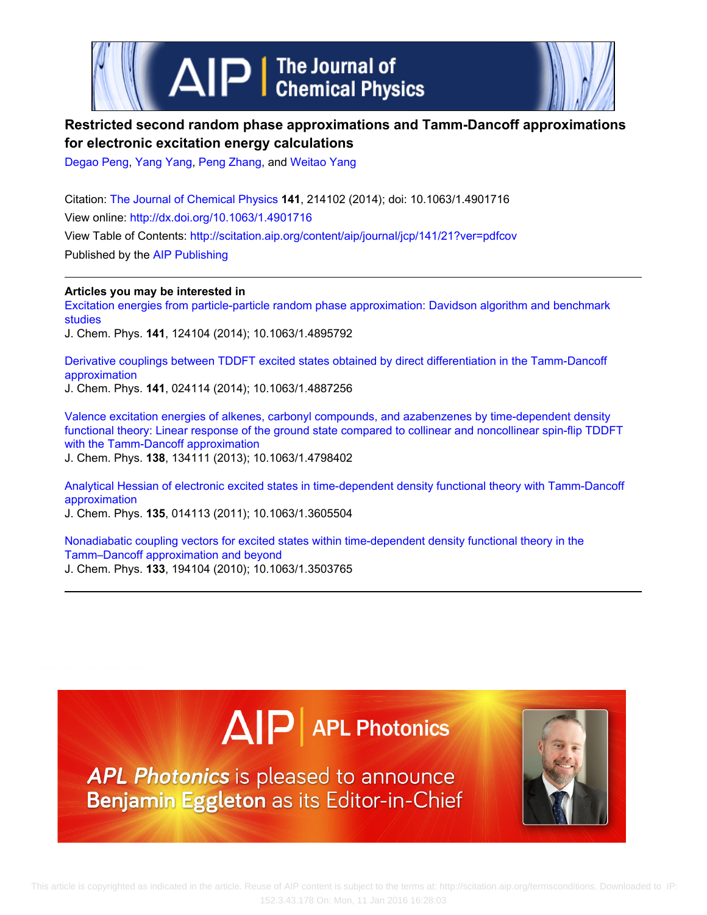# Restricted second random phase approximations and Tamm-Dancoff approximations for electronic excitation energy calculations

Degao Peng, Yang Yang, Peng Zhang, and Weitao Yang

Citation: The Journal of Chemical Physics **141**, 214102 (2014); doi: 10.1063/1.4901716

View online: http://dx.doi.org/10.1063/1.4901716

View Table of Contents: http://scitation.aip.org/content/aip/journal/jcp/141/21?ver=pdfcov

Published by the AIP Publishing

---

**Articles you may be interested in**

Excitation energies from particle-particle random phase approximation: Davidson algorithm and benchmark studies
J. Chem. Phys. **141**, 124104 (2014); 10.1063/1.4895792

Derivative couplings between TDDFT excited states obtained by direct differentiation in the Tamm-Dancoff approximation
J. Chem. Phys. **141**, 024114 (2014); 10.1063/1.4887256

Valence excitation energies of alkenes, carbonyl compounds, and azabenzenes by time-dependent density functional theory: Linear response of the ground state compared to collinear and noncollinear spin-flip TDDFT with the Tamm-Dancoff approximation
J. Chem. Phys. **138**, 134111 (2013); 10.1063/1.4798402

Analytical Hessian of electronic excited states in time-dependent density functional theory with Tamm-Dancoff approximation
J. Chem. Phys. **135**, 014113 (2011); 10.1063/1.3605504

Nonadiabatic coupling vectors for excited states within time-dependent density functional theory in the Tamm–Dancoff approximation and beyond
J. Chem. Phys. **133**, 194104 (2010); 10.1063/1.3503765

---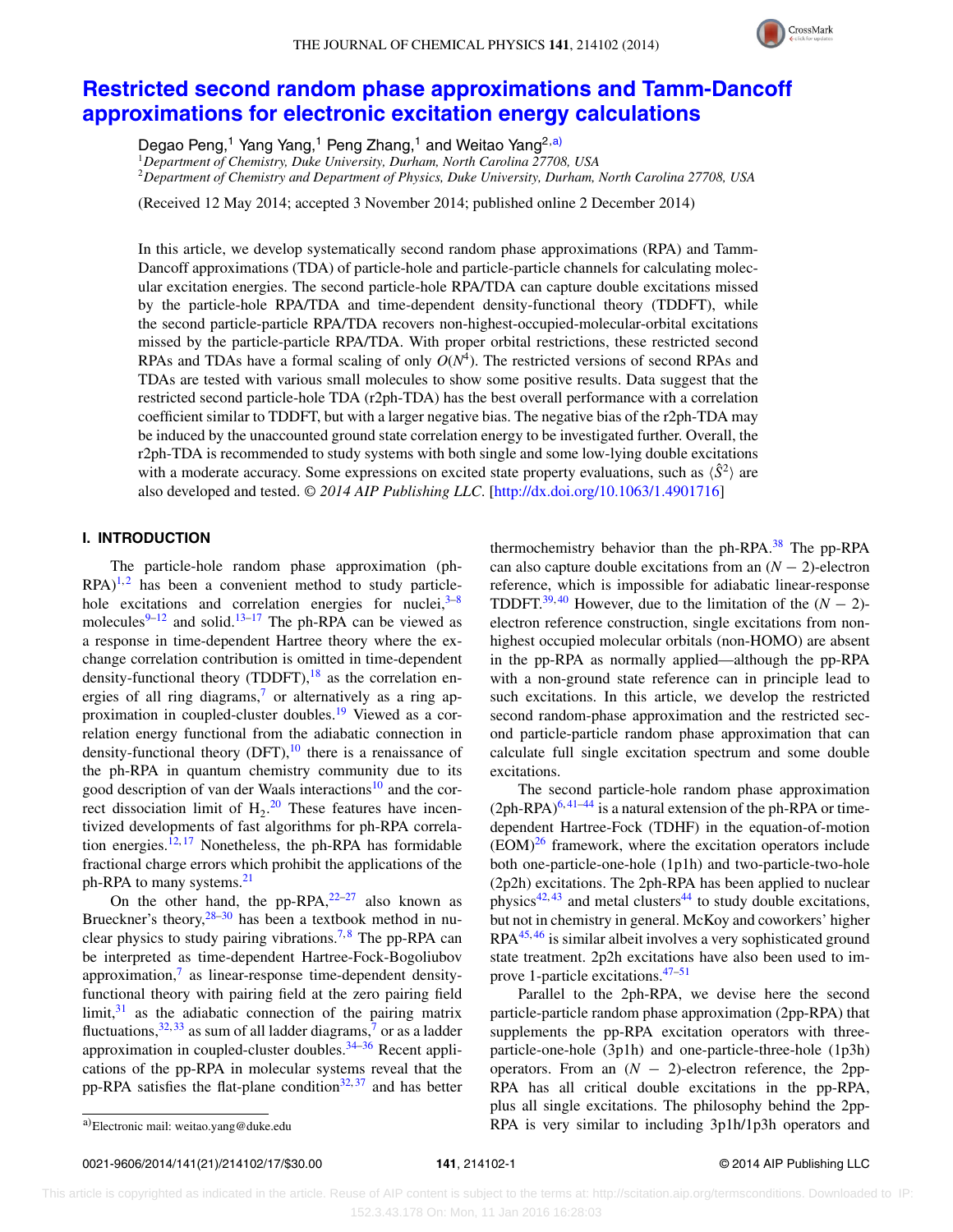# Restricted second random phase approximations and Tamm-Dancoff approximations for electronic excitation energy calculations

Degao Peng,[1] Yang Yang,[1] Peng Zhang,[1] and Weitao Yang[2,a)]

[1]*Department of Chemistry, Duke University, Durham, North Carolina 27708, USA*
[2]*Department of Chemistry and Department of Physics, Duke University, Durham, North Carolina 27708, USA*

(Received 12 May 2014; accepted 3 November 2014; published online 2 December 2014)

In this article, we develop systematically second random phase approximations (RPA) and Tamm-Dancoff approximations (TDA) of particle-hole and particle-particle channels for calculating molecular excitation energies. The second particle-hole RPA/TDA can capture double excitations missed by the particle-hole RPA/TDA and time-dependent density-functional theory (TDDFT), while the second particle-particle RPA/TDA recovers non-highest-occupied-molecular-orbital excitations missed by the particle-particle RPA/TDA. With proper orbital restrictions, these restricted second RPAs and TDAs have a formal scaling of only $O(N^4)$. The restricted versions of second RPAs and TDAs are tested with various small molecules to show some positive results. Data suggest that the restricted second particle-hole TDA (r2ph-TDA) has the best overall performance with a correlation coefficient similar to TDDFT, but with a larger negative bias. The negative bias of the r2ph-TDA may be induced by the unaccounted ground state correlation energy to be investigated further. Overall, the r2ph-TDA is recommended to study systems with both single and some low-lying double excitations with a moderate accuracy. Some expressions on excited state property evaluations, such as $\langle \hat{S}^2 \rangle$ are also developed and tested. *© 2014 AIP Publishing LLC*. [http://dx.doi.org/10.1063/1.4901716]

## I. INTRODUCTION

The particle-hole random phase approximation (ph-RPA)[1,2] has been a convenient method to study particle-hole excitations and correlation energies for nuclei,[3–8] molecules[9–12] and solid.[13–17] The ph-RPA can be viewed as a response in time-dependent Hartree theory where the exchange correlation contribution is omitted in time-dependent density-functional theory (TDDFT),[18] as the correlation energies of all ring diagrams,[7] or alternatively as a ring approximation in coupled-cluster doubles.[19] Viewed as a correlation energy functional from the adiabatic connection in density-functional theory (DFT),[10] there is a renaissance of the ph-RPA in quantum chemistry community due to its good description of van der Waals interactions[10] and the correct dissociation limit of $H_2$.[20] These features have incentivized developments of fast algorithms for ph-RPA correlation energies.[12,17] Nonetheless, the ph-RPA has formidable fractional charge errors which prohibit the applications of the ph-RPA to many systems.[21]

On the other hand, the pp-RPA,[22–27] also known as Brueckner's theory,[28–30] has been a textbook method in nuclear physics to study pairing vibrations.[7,8] The pp-RPA can be interpreted as time-dependent Hartree-Fock-Bogoliubov approximation,[7] as linear-response time-dependent density-functional theory with pairing field at the zero pairing field limit,[31] as the adiabatic connection of the pairing matrix fluctuations,[32,33] as sum of all ladder diagrams,[7] or as a ladder approximation in coupled-cluster doubles.[34–36] Recent applications of the pp-RPA in molecular systems reveal that the pp-RPA satisfies the flat-plane condition[32,37] and has better thermochemistry behavior than the ph-RPA.[38] The pp-RPA can also capture double excitations from an $(N-2)$-electron reference, which is impossible for adiabatic linear-response TDDFT.[39,40] However, due to the limitation of the $(N-2)$-electron reference construction, single excitations from non-highest occupied molecular orbitals (non-HOMO) are absent in the pp-RPA as normally applied—although the pp-RPA with a non-ground state reference can in principle lead to such excitations. In this article, we develop the restricted second random-phase approximation and the restricted second particle-particle random phase approximation that can calculate full single excitation spectrum and some double excitations.

The second particle-hole random phase approximation (2ph-RPA)[6,41–44] is a natural extension of the ph-RPA or time-dependent Hartree-Fock (TDHF) in the equation-of-motion (EOM)[26] framework, where the excitation operators include both one-particle-one-hole (1p1h) and two-particle-two-hole (2p2h) excitations. The 2ph-RPA has been applied to nuclear physics[42,43] and metal clusters[44] to study double excitations, but not in chemistry in general. McKoy and coworkers' higher RPA[45,46] is similar albeit involves a very sophisticated ground state treatment. 2p2h excitations have also been used to improve 1-particle excitations.[47–51]

Parallel to the 2ph-RPA, we devise here the second particle-particle random phase approximation (2pp-RPA) that supplements the pp-RPA excitation operators with three-particle-one-hole (3p1h) and one-particle-three-hole (1p3h) operators. From an $(N-2)$-electron reference, the 2pp-RPA has all critical double excitations in the pp-RPA, plus all single excitations. The philosophy behind the 2pp-RPA is very similar to including 3p1h/1p3h operators and

a)Electronic mail: weitao.yang@duke.edu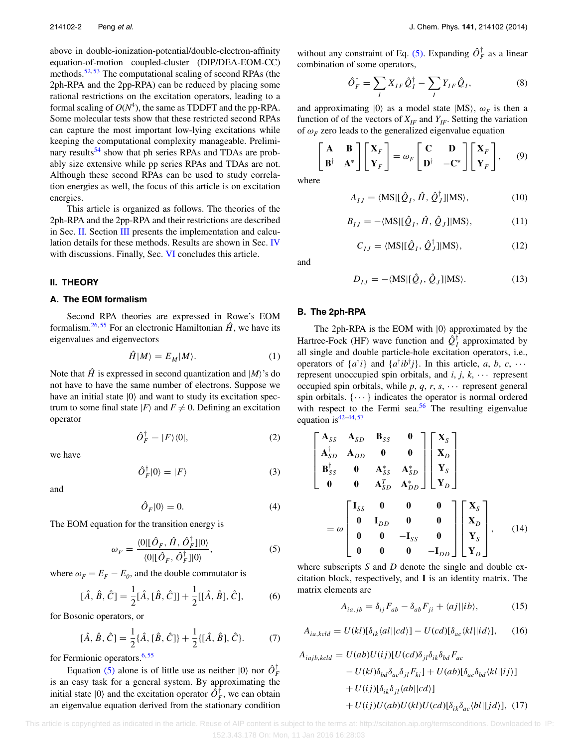above in double-ionization-potential/double-electron-affinity equation-of-motion coupled-cluster (DIP/DEA-EOM-CC) methods.[52,53] The computational scaling of second RPAs (the 2ph-RPA and the 2pp-RPA) can be reduced by placing some rational restrictions on the excitation operators, leading to a formal scaling of $O(N^4)$, the same as TDDFT and the pp-RPA. Some molecular tests show that these restricted second RPAs can capture the most important low-lying excitations while keeping the computational complexity manageable. Preliminary results[54] show that ph series RPAs and TDAs are probably size extensive while pp series RPAs and TDAs are not. Although these second RPAs can be used to study correlation energies as well, the focus of this article is on excitation energies.

This article is organized as follows. The theories of the 2ph-RPA and the 2pp-RPA and their restrictions are described in Sec. II. Section III presents the implementation and calculation details for these methods. Results are shown in Sec. IV with discussions. Finally, Sec. VI concludes this article.

## II. THEORY

### A. The EOM formalism

Second RPA theories are expressed in Rowe's EOM formalism.[26,55] For an electronic Hamiltonian $\hat{H}$, we have its eigenvalues and eigenvectors

$$\hat{H}|M\rangle = E_M|M\rangle. \tag{1}$$

Note that $\hat{H}$ is expressed in second quantization and $|M\rangle$'s do not have to have the same number of electrons. Suppose we have an initial state $|0\rangle$ and want to study its excitation spectrum to some final state $|F\rangle$ and $F \neq 0$. Defining an excitation operator

$$\hat{O}_F^\dagger = |F\rangle\langle 0|, \tag{2}$$

we have

$$\hat{O}_F^\dagger|0\rangle = |F\rangle \tag{3}$$

and

$$\hat{O}_F|0\rangle = 0. \tag{4}$$

The EOM equation for the transition energy is

$$\omega_F = \frac{\langle 0|[\hat{O}_F, \hat{H}, \hat{O}_F^\dagger]|0\rangle}{\langle 0|[\hat{O}_F, \hat{O}_F^\dagger]|0\rangle}, \tag{5}$$

where $\omega_F = E_F - E_0$, and the double commutator is

$$[\hat{A}, \hat{B}, \hat{C}] = \frac{1}{2}[\hat{A}, [\hat{B}, \hat{C}]] + \frac{1}{2}[[\hat{A}, \hat{B}], \hat{C}], \tag{6}$$

for Bosonic operators, or

$$[\hat{A}, \hat{B}, \hat{C}] = \frac{1}{2}\{\hat{A}, [\hat{B}, \hat{C}]\} + \frac{1}{2}\{[\hat{A}, \hat{B}], \hat{C}\}. \tag{7}$$

for Fermionic operators.[6,55]

Equation (5) alone is of little use as neither $|0\rangle$ nor $\hat{O}_F^\dagger$ is an easy task for a general system. By approximating the initial state $|0\rangle$ and the excitation operator $\hat{O}_F^\dagger$, we can obtain an eigenvalue equation derived from the stationary condition without any constraint of Eq. (5). Expanding $\hat{O}_F^\dagger$ as a linear combination of some operators,

$$\hat{O}_F^\dagger = \sum_I X_{IF}\hat{Q}_I^\dagger - \sum_I Y_{IF}\hat{Q}_I, \tag{8}$$

and approximating $|0\rangle$ as a model state $|\mathrm{MS}\rangle$, $\omega_F$ is then a function of of the vectors of $X_{IF}$ and $Y_{IF}$. Setting the variation of $\omega_F$ zero leads to the generalized eigenvalue equation

$$\begin{bmatrix} \mathbf{A} & \mathbf{B} \\ \mathbf{B}^\dagger & \mathbf{A}^* \end{bmatrix} \begin{bmatrix} \mathbf{X}_F \\ \mathbf{Y}_F \end{bmatrix} = \omega_F \begin{bmatrix} \mathbf{C} & \mathbf{D} \\ \mathbf{D}^\dagger & -\mathbf{C}^* \end{bmatrix} \begin{bmatrix} \mathbf{X}_F \\ \mathbf{Y}_F \end{bmatrix}, \tag{9}$$

where

$$A_{IJ} = \langle \mathrm{MS}|[\hat{Q}_I, \hat{H}, \hat{Q}_J^\dagger]|\mathrm{MS}\rangle, \tag{10}$$

$$B_{IJ} = -\langle \mathrm{MS}|[\hat{Q}_I, \hat{H}, \hat{Q}_J]|\mathrm{MS}\rangle, \tag{11}$$

$$C_{IJ} = \langle \mathrm{MS}|[\hat{Q}_I, \hat{Q}_J^\dagger]|\mathrm{MS}\rangle, \tag{12}$$

and

$$D_{IJ} = -\langle \mathrm{MS}|[\hat{Q}_I, \hat{Q}_J]|\mathrm{MS}\rangle. \tag{13}$$

### B. The 2ph-RPA

The 2ph-RPA is the EOM with $|0\rangle$ approximated by the Hartree-Fock (HF) wave function and $\hat{Q}_I^\dagger$ approximated by all single and double particle-hole excitation operators, i.e., operators of $\{a^\dagger i\}$ and $\{a^\dagger i b^\dagger j\}$. In this article, $a, b, c, \cdots$ represent unoccupied spin orbitals, and $i, j, k, \cdots$ represent occupied spin orbitals, while $p, q, r, s, \cdots$ represent general spin orbitals. $\{\cdots\}$ indicates the operator is normal ordered with respect to the Fermi sea.[56] The resulting eigenvalue equation is[42–44,57]

$$\begin{bmatrix} \mathbf{A}_{SS} & \mathbf{A}_{SD} & \mathbf{B}_{SS} & \mathbf{0} \\ \mathbf{A}_{SD}^\dagger & \mathbf{A}_{DD} & \mathbf{0} & \mathbf{0} \\ \mathbf{B}_{SS}^\dagger & \mathbf{0} & \mathbf{A}_{SS}^* & \mathbf{A}_{SD}^* \\ \mathbf{0} & \mathbf{0} & \mathbf{A}_{SD}^T & \mathbf{A}_{DD}^* \end{bmatrix} \begin{bmatrix} \mathbf{X}_S \\ \mathbf{X}_D \\ \mathbf{Y}_S \\ \mathbf{Y}_D \end{bmatrix} = \omega \begin{bmatrix} \mathbf{I}_{SS} & \mathbf{0} & \mathbf{0} & \mathbf{0} \\ \mathbf{0} & \mathbf{I}_{DD} & \mathbf{0} & \mathbf{0} \\ \mathbf{0} & \mathbf{0} & -\mathbf{I}_{SS} & \mathbf{0} \\ \mathbf{0} & \mathbf{0} & \mathbf{0} & -\mathbf{I}_{DD} \end{bmatrix} \begin{bmatrix} \mathbf{X}_S \\ \mathbf{X}_D \\ \mathbf{Y}_S \\ \mathbf{Y}_D \end{bmatrix}, \tag{14}$$

where subscripts $S$ and $D$ denote the single and double excitation block, respectively, and $\mathbf{I}$ is an identity matrix. The matrix elements are

$$A_{ia,jb} = \delta_{ij}F_{ab} - \delta_{ab}F_{ji} + \langle aj||ib\rangle, \tag{15}$$

$$A_{ia,kcld} = U(kl)[\delta_{ik}\langle al||cd\rangle] - U(cd)[\delta_{ac}\langle kl||id\rangle], \tag{16}$$

$$\begin{aligned} A_{iajb,kcld} = {} & U(ab)U(ij)[U(cd)\delta_{jl}\delta_{ik}\delta_{bd}F_{ac} \\ & - U(kl)\delta_{bd}\delta_{ac}\delta_{jl}F_{ki}] + U(ab)[\delta_{ac}\delta_{bd}\langle kl||ij\rangle] \\ & + U(ij)[\delta_{ik}\delta_{jl}\langle ab||cd\rangle] \\ & + U(ij)U(ab)U(kl)U(cd)[\delta_{ik}\delta_{ac}\langle bl||jd\rangle], \end{aligned} \tag{17}$$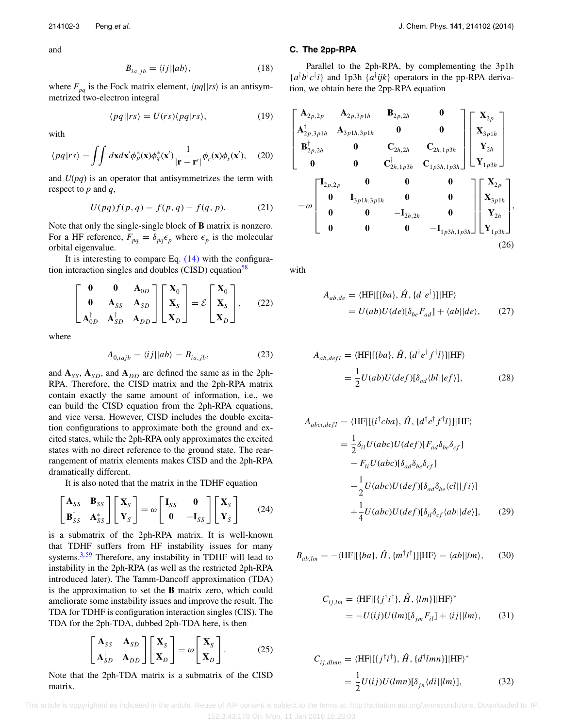and

$$B_{ia,jb} = \langle ij||ab\rangle, \tag{18}$$

where $F_{pq}$ is the Fock matrix element, $\langle pq||rs\rangle$ is an antisymmetrized two-electron integral

$$\langle pq||rs\rangle = U(rs)\langle pq|rs\rangle, \tag{19}$$

with

$$\langle pq|rs\rangle = \iint d\mathbf{x}d\mathbf{x}'\phi_p^*(\mathbf{x})\phi_q^*(\mathbf{x}')\frac{1}{|\mathbf{r}-\mathbf{r}'|}\phi_r(\mathbf{x})\phi_s(\mathbf{x}'), \tag{20}$$

and $U(pq)$ is an operator that antisymmetrizes the term with respect to $p$ and $q$,

$$U(pq)f(p,q) = f(p,q) - f(q,p). \tag{21}$$

Note that only the single-single block of $\mathbf{B}$ matrix is nonzero. For a HF reference, $F_{pq} = \delta_{pq}\epsilon_p$ where $\epsilon_p$ is the molecular orbital eigenvalue.

It is interesting to compare Eq. (14) with the configuration interaction singles and doubles (CISD) equation[58]

$$\begin{bmatrix} \mathbf{0} & \mathbf{0} & \mathbf{A}_{0D} \\ \mathbf{0} & \mathbf{A}_{SS} & \mathbf{A}_{SD} \\ \mathbf{A}_{0D}^\dagger & \mathbf{A}_{SD}^\dagger & \mathbf{A}_{DD} \end{bmatrix} \begin{bmatrix} \mathbf{X}_0 \\ \mathbf{X}_S \\ \mathbf{X}_D \end{bmatrix} = \mathcal{E} \begin{bmatrix} \mathbf{X}_0 \\ \mathbf{X}_S \\ \mathbf{X}_D \end{bmatrix}, \tag{22}$$

where

$$A_{0,iajb} = \langle ij||ab\rangle = B_{ia,jb}, \tag{23}$$

and $\mathbf{A}_{SS}$, $\mathbf{A}_{SD}$, and $\mathbf{A}_{DD}$ are defined the same as in the 2ph-RPA. Therefore, the CISD matrix and the 2ph-RPA matrix contain exactly the same amount of information, i.e., we can build the CISD equation from the 2ph-RPA equations, and vice versa. However, CISD includes the double excitation configurations to approximate both the ground and excited states, while the 2ph-RPA only approximates the excited states with no direct reference to the ground state. The rearrangement of matrix elements makes CISD and the 2ph-RPA dramatically different.

It is also noted that the matrix in the TDHF equation

$$\begin{bmatrix} \mathbf{A}_{SS} & \mathbf{B}_{SS} \\ \mathbf{B}_{SS}^\dagger & \mathbf{A}_{SS}^* \end{bmatrix} \begin{bmatrix} \mathbf{X}_S \\ \mathbf{Y}_S \end{bmatrix} = \omega \begin{bmatrix} \mathbf{I}_{SS} & \mathbf{0} \\ \mathbf{0} & -\mathbf{I}_{SS} \end{bmatrix} \begin{bmatrix} \mathbf{X}_S \\ \mathbf{Y}_S \end{bmatrix} \tag{24}$$

is a submatrix of the 2ph-RPA matrix. It is well-known that TDHF suffers from HF instability issues for many systems.[3,59] Therefore, any instability in TDHF will lead to instability in the 2ph-RPA (as well as the restricted 2ph-RPA introduced later). The Tamm-Dancoff approximation (TDA) is the approximation to set the $\mathbf{B}$ matrix zero, which could ameliorate some instability issues and improve the result. The TDA for TDHF is configuration interaction singles (CIS). The TDA for the 2ph-TDA, dubbed 2ph-TDA here, is then

$$\begin{bmatrix} \mathbf{A}_{SS} & \mathbf{A}_{SD} \\ \mathbf{A}_{SD}^\dagger & \mathbf{A}_{DD} \end{bmatrix} \begin{bmatrix} \mathbf{X}_S \\ \mathbf{X}_D \end{bmatrix} = \omega \begin{bmatrix} \mathbf{X}_S \\ \mathbf{X}_D \end{bmatrix}. \tag{25}$$

Note that the 2ph-TDA matrix is a submatrix of the CISD matrix.

### C. The 2pp-RPA

Parallel to the 2ph-RPA, by complementing the 3p1h $\{a^\dagger b^\dagger c^\dagger i\}$ and 1p3h $\{a^\dagger ijk\}$ operators in the pp-RPA derivation, we obtain here the 2pp-RPA equation

$$\begin{bmatrix} \mathbf{A}_{2p,2p} & \mathbf{A}_{2p,3p1h} & \mathbf{B}_{2p,2h} & \mathbf{0} \\ \mathbf{A}_{2p,3p1h}^\dagger & \mathbf{A}_{3p1h,3p1h} & \mathbf{0} & \mathbf{0} \\ \mathbf{B}_{2p,2h}^\dagger & \mathbf{0} & \mathbf{C}_{2h,2h} & \mathbf{C}_{2h,1p3h} \\ \mathbf{0} & \mathbf{0} & \mathbf{C}_{2h,1p3h}^\dagger & \mathbf{C}_{1p3h,1p3h} \end{bmatrix} \begin{bmatrix} \mathbf{X}_{2p} \\ \mathbf{X}_{3p1h} \\ \mathbf{Y}_{2h} \\ \mathbf{Y}_{1p3h} \end{bmatrix}$$
$$= \omega \begin{bmatrix} \mathbf{I}_{2p,2p} & \mathbf{0} & \mathbf{0} & \mathbf{0} \\ \mathbf{0} & \mathbf{I}_{3p1h,3p1h} & \mathbf{0} & \mathbf{0} \\ \mathbf{0} & \mathbf{0} & -\mathbf{I}_{2h,2h} & \mathbf{0} \\ \mathbf{0} & \mathbf{0} & \mathbf{0} & -\mathbf{I}_{1p3h,1p3h} \end{bmatrix} \begin{bmatrix} \mathbf{X}_{2p} \\ \mathbf{X}_{3p1h} \\ \mathbf{Y}_{2h} \\ \mathbf{Y}_{1p3h} \end{bmatrix}, \tag{26}$$

with

$$\begin{aligned} A_{ab,de} &= \langle \mathrm{HF}|[\{ba\}, \hat{H}, \{d^\dagger e^\dagger\}]|\mathrm{HF}\rangle \\ &= U(ab)U(de)[\delta_{be}F_{ad}] + \langle ab||de\rangle, \end{aligned} \tag{27}$$

$$\begin{aligned} A_{ab,defl} &= \langle \mathrm{HF}|[\{ba\}, \hat{H}, \{d^\dagger e^\dagger f^\dagger l\}]|\mathrm{HF}\rangle \\ &= \frac{1}{2}U(ab)U(def)[\delta_{ad}\langle bl||ef\rangle], \end{aligned} \tag{28}$$

$$\begin{aligned} A_{abci,defl} &= \langle \mathrm{HF}|[\{i^\dagger cba\}, \hat{H}, \{d^\dagger e^\dagger f^\dagger l\}]|\mathrm{HF}\rangle \\ &= \frac{1}{2}\delta_{il}U(abc)U(def)[F_{ad}\delta_{be}\delta_{cf}] \\ &\quad - F_{li}U(abc)[\delta_{ad}\delta_{be}\delta_{cf}] \\ &\quad - \frac{1}{2}U(abc)U(def)[\delta_{ad}\delta_{be}\langle cl||fi\rangle] \\ &\quad + \frac{1}{4}U(abc)U(def)[\delta_{il}\delta_{cf}\langle ab||de\rangle], \end{aligned} \tag{29}$$

$$B_{ab,lm} = -\langle \mathrm{HF}|[\{ba\}, \hat{H}, \{m^\dagger l^\dagger\}]|\mathrm{HF}\rangle = \langle ab||lm\rangle, \tag{30}$$

$$\begin{aligned} C_{ij,lm} &= \langle \mathrm{HF}|[\{j^\dagger i^\dagger\}, \hat{H}, \{lm\}]|\mathrm{HF}\rangle^* \\ &= -U(ij)U(lm)[\delta_{jm}F_{il}] + \langle ij||lm\rangle, \end{aligned} \tag{31}$$

$$\begin{aligned} C_{ij,dlmn} &= \langle \mathrm{HF}|[\{j^\dagger i^\dagger\}, \hat{H}, \{d^\dagger lmn\}]|\mathrm{HF}\rangle^* \\ &= \frac{1}{2}U(ij)U(lmn)[\delta_{jn}\langle di||lm\rangle], \end{aligned} \tag{32}$$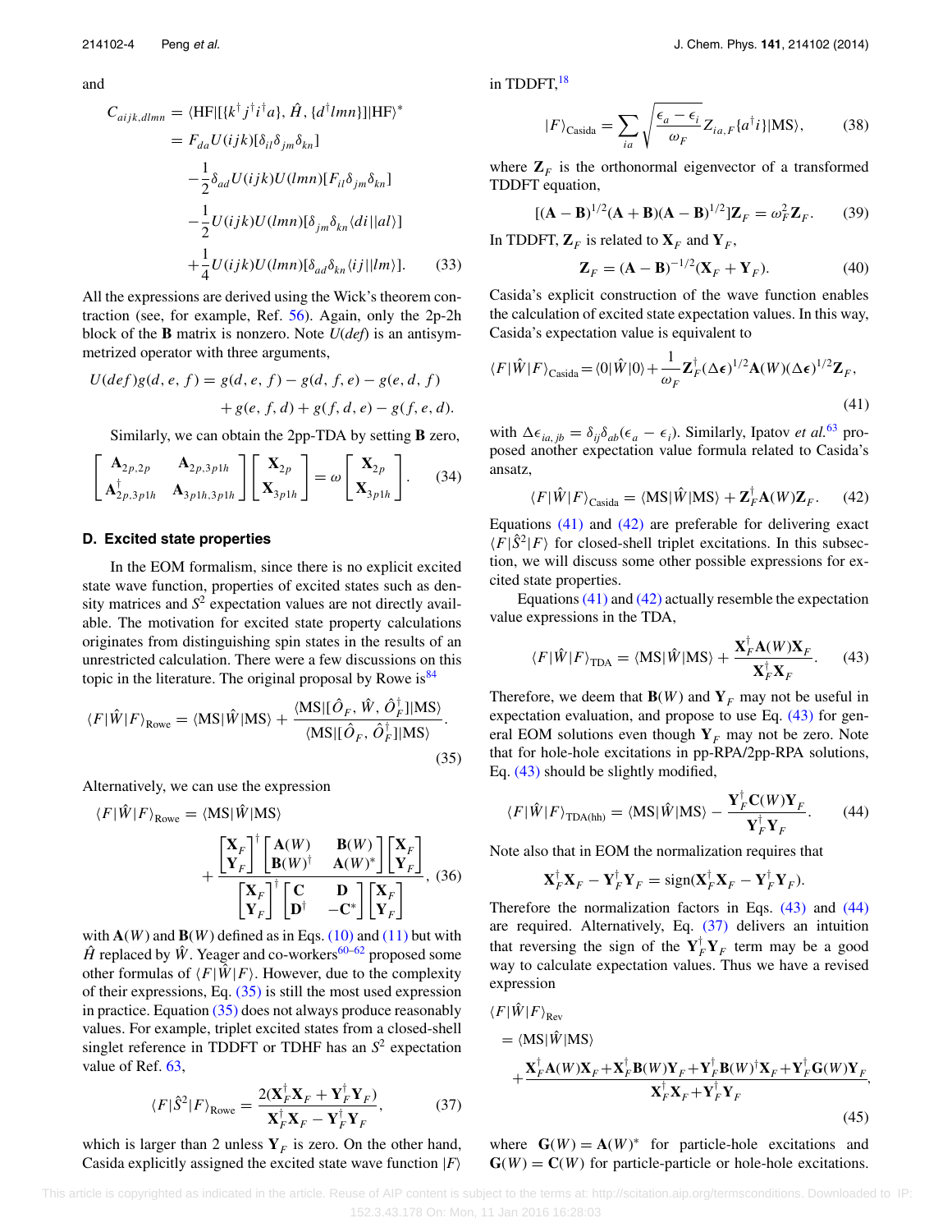and

$$
\begin{aligned}
C_{aijk,dlmn} &= \langle \mathrm{HF}|[\{k^\dagger j^\dagger i^\dagger a\}, \hat{H}, \{d^\dagger lmn\}]|\mathrm{HF}\rangle^* \\
&= F_{da} U(ijk)[\delta_{il}\delta_{jm}\delta_{kn}] \\
&\quad - \frac{1}{2}\delta_{ad} U(ijk)U(lmn)[F_{il}\delta_{jm}\delta_{kn}] \\
&\quad - \frac{1}{2} U(ijk)U(lmn)[\delta_{jm}\delta_{kn}\langle di||al\rangle] \\
&\quad + \frac{1}{4} U(ijk)U(lmn)[\delta_{ad}\delta_{kn}\langle ij||lm\rangle]. \qquad (33)
\end{aligned}
$$

All the expressions are derived using the Wick's theorem contraction (see, for example, Ref. 56). Again, only the 2p-2h block of the $\mathbf{B}$ matrix is nonzero. Note $U(def)$ is an antisymmetrized operator with three arguments,

$$
\begin{aligned}
U(def)g(d,e,f) &= g(d,e,f) - g(d,f,e) - g(e,d,f) \\
&\quad + g(e,f,d) + g(f,d,e) - g(f,e,d).
\end{aligned}
$$

Similarly, we can obtain the 2pp-TDA by setting $\mathbf{B}$ zero,

$$
\begin{bmatrix} \mathbf{A}_{2p,2p} & \mathbf{A}_{2p,3p1h} \\ \mathbf{A}^\dagger_{2p,3p1h} & \mathbf{A}_{3p1h,3p1h} \end{bmatrix} \begin{bmatrix} \mathbf{X}_{2p} \\ \mathbf{X}_{3p1h} \end{bmatrix} = \omega \begin{bmatrix} \mathbf{X}_{2p} \\ \mathbf{X}_{3p1h} \end{bmatrix}. \qquad (34)
$$

### D. Excited state properties

In the EOM formalism, since there is no explicit excited state wave function, properties of excited states such as density matrices and $S^2$ expectation values are not directly available. The motivation for excited state property calculations originates from distinguishing spin states in the results of an unrestricted calculation. There were a few discussions on this topic in the literature. The original proposal by Rowe is[84]

$$
\langle F|\hat{W}|F\rangle_{\mathrm{Rowe}} = \langle \mathrm{MS}|\hat{W}|\mathrm{MS}\rangle + \frac{\langle \mathrm{MS}|[\hat{O}_F, \hat{W}, \hat{O}^\dagger_F]|\mathrm{MS}\rangle}{\langle \mathrm{MS}|[\hat{O}_F, \hat{O}^\dagger_F]|\mathrm{MS}\rangle}. \qquad (35)
$$

Alternatively, we can use the expression

$$
\langle F|\hat{W}|F\rangle_{\mathrm{Rowe}} = \langle \mathrm{MS}|\hat{W}|\mathrm{MS}\rangle + \frac{\begin{bmatrix} \mathbf{X}_F \\ \mathbf{Y}_F \end{bmatrix}^\dagger \begin{bmatrix} \mathbf{A}(W) & \mathbf{B}(W) \\ \mathbf{B}(W)^\dagger & \mathbf{A}(W)^* \end{bmatrix} \begin{bmatrix} \mathbf{X}_F \\ \mathbf{Y}_F \end{bmatrix}}{\begin{bmatrix} \mathbf{X}_F \\ \mathbf{Y}_F \end{bmatrix}^\dagger \begin{bmatrix} \mathbf{C} & \mathbf{D} \\ \mathbf{D}^\dagger & -\mathbf{C}^* \end{bmatrix} \begin{bmatrix} \mathbf{X}_F \\ \mathbf{Y}_F \end{bmatrix}}, \qquad (36)
$$

with $\mathbf{A}(W)$ and $\mathbf{B}(W)$ defined as in Eqs. (10) and (11) but with $\hat{H}$ replaced by $\hat{W}$. Yeager and co-workers[60–62] proposed some other formulas of $\langle F|\hat{W}|F\rangle$. However, due to the complexity of their expressions, Eq. (35) is still the most used expression in practice. Equation (35) does not always produce reasonably values. For example, triplet excited states from a closed-shell singlet reference in TDDFT or TDHF has an $S^2$ expectation value of Ref. 63,

$$
\langle F|\hat{S}^2|F\rangle_{\mathrm{Rowe}} = \frac{2(\mathbf{X}^\dagger_F\mathbf{X}_F + \mathbf{Y}^\dagger_F\mathbf{Y}_F)}{\mathbf{X}^\dagger_F\mathbf{X}_F - \mathbf{Y}^\dagger_F\mathbf{Y}_F}, \qquad (37)
$$

which is larger than 2 unless $\mathbf{Y}_F$ is zero. On the other hand, Casida explicitly assigned the excited state wave function $|F\rangle$ in TDDFT,[18]

$$
|F\rangle_{\mathrm{Casida}} = \sum_{ia} \sqrt{\frac{\epsilon_a - \epsilon_i}{\omega_F}} Z_{ia,F}\{a^\dagger i\}|\mathrm{MS}\rangle, \qquad (38)
$$

where $\mathbf{Z}_F$ is the orthonormal eigenvector of a transformed TDDFT equation,

$$
[(\mathbf{A}-\mathbf{B})^{1/2}(\mathbf{A}+\mathbf{B})(\mathbf{A}-\mathbf{B})^{1/2}]\mathbf{Z}_F = \omega_F^2 \mathbf{Z}_F. \qquad (39)
$$

In TDDFT, $\mathbf{Z}_F$ is related to $\mathbf{X}_F$ and $\mathbf{Y}_F$,

$$
\mathbf{Z}_F = (\mathbf{A}-\mathbf{B})^{-1/2}(\mathbf{X}_F + \mathbf{Y}_F). \qquad (40)
$$

Casida's explicit construction of the wave function enables the calculation of excited state expectation values. In this way, Casida's expectation value is equivalent to

$$
\langle F|\hat{W}|F\rangle_{\mathrm{Casida}} = \langle 0|\hat{W}|0\rangle + \frac{1}{\omega_F}\mathbf{Z}^\dagger_F(\Delta\boldsymbol{\epsilon})^{1/2}\mathbf{A}(W)(\Delta\boldsymbol{\epsilon})^{1/2}\mathbf{Z}_F, \qquad (41)
$$

with $\Delta\epsilon_{ia,jb} = \delta_{ij}\delta_{ab}(\epsilon_a - \epsilon_i)$. Similarly, Ipatov *et al.*[63] proposed another expectation value formula related to Casida's ansatz,

$$
\langle F|\hat{W}|F\rangle_{\mathrm{Casida}} = \langle \mathrm{MS}|\hat{W}|\mathrm{MS}\rangle + \mathbf{Z}^\dagger_F\mathbf{A}(W)\mathbf{Z}_F. \qquad (42)
$$

Equations (41) and (42) are preferable for delivering exact $\langle F|\hat{S}^2|F\rangle$ for closed-shell triplet excitations. In this subsection, we will discuss some other possible expressions for excited state properties.

Equations (41) and (42) actually resemble the expectation value expressions in the TDA,

$$
\langle F|\hat{W}|F\rangle_{\mathrm{TDA}} = \langle \mathrm{MS}|\hat{W}|\mathrm{MS}\rangle + \frac{\mathbf{X}^\dagger_F\mathbf{A}(W)\mathbf{X}_F}{\mathbf{X}^\dagger_F\mathbf{X}_F}. \qquad (43)
$$

Therefore, we deem that $\mathbf{B}(W)$ and $\mathbf{Y}_F$ may not be useful in expectation evaluation, and propose to use Eq. (43) for general EOM solutions even though $\mathbf{Y}_F$ may not be zero. Note that for hole-hole excitations in pp-RPA/2pp-RPA solutions, Eq. (43) should be slightly modified,

$$
\langle F|\hat{W}|F\rangle_{\mathrm{TDA(hh)}} = \langle \mathrm{MS}|\hat{W}|\mathrm{MS}\rangle - \frac{\mathbf{Y}^\dagger_F\mathbf{C}(W)\mathbf{Y}_F}{\mathbf{Y}^\dagger_F\mathbf{Y}_F}. \qquad (44)
$$

Note also that in EOM the normalization requires that

$$
\mathbf{X}^\dagger_F\mathbf{X}_F - \mathbf{Y}^\dagger_F\mathbf{Y}_F = \mathrm{sign}(\mathbf{X}^\dagger_F\mathbf{X}_F - \mathbf{Y}^\dagger_F\mathbf{Y}_F).
$$

Therefore the normalization factors in Eqs. (43) and (44) are required. Alternatively, Eq. (37) delivers an intuition that reversing the sign of the $\mathbf{Y}^\dagger_F\mathbf{Y}_F$ term may be a good way to calculate expectation values. Thus we have a revised expression

$$
\begin{aligned}
&\langle F|\hat{W}|F\rangle_{\mathrm{Rev}} \\
&= \langle \mathrm{MS}|\hat{W}|\mathrm{MS}\rangle \\
&\quad + \frac{\mathbf{X}^\dagger_F\mathbf{A}(W)\mathbf{X}_F + \mathbf{X}^\dagger_F\mathbf{B}(W)\mathbf{Y}_F + \mathbf{Y}^\dagger_F\mathbf{B}(W)^\dagger\mathbf{X}_F + \mathbf{Y}^\dagger_F\mathbf{G}(W)\mathbf{Y}_F}{\mathbf{X}^\dagger_F\mathbf{X}_F + \mathbf{Y}^\dagger_F\mathbf{Y}_F},
\end{aligned} \qquad (45)
$$

where $\mathbf{G}(W) = \mathbf{A}(W)^*$ for particle-hole excitations and $\mathbf{G}(W) = \mathbf{C}(W)$ for particle-particle or hole-hole excitations.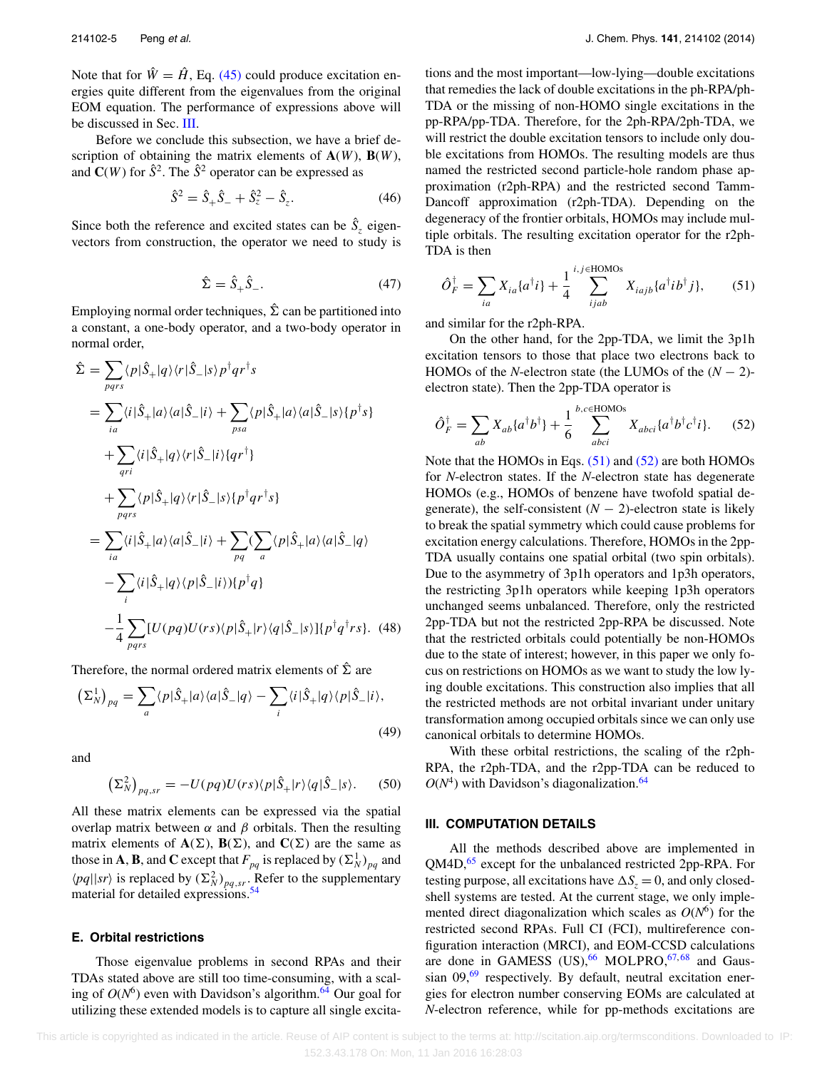Note that for $\hat{W} = \hat{H}$, Eq. (45) could produce excitation energies quite different from the eigenvalues from the original EOM equation. The performance of expressions above will be discussed in Sec. III.

Before we conclude this subsection, we have a brief description of obtaining the matrix elements of $\mathbf{A}(W)$, $\mathbf{B}(W)$, and $\mathbf{C}(W)$ for $\hat{S}^2$. The $\hat{S}^2$ operator can be expressed as

$$\hat{S}^2 = \hat{S}_+\hat{S}_- + \hat{S}_z^2 - \hat{S}_z. \tag{46}$$

Since both the reference and excited states can be $\hat{S}_z$ eigenvectors from construction, the operator we need to study is

$$\hat{\Sigma} = \hat{S}_+\hat{S}_-. \tag{47}$$

Employing normal order techniques, $\hat{\Sigma}$ can be partitioned into a constant, a one-body operator, and a two-body operator in normal order,

$$\begin{aligned}
\hat{\Sigma} &= \sum_{pqrs} \langle p|\hat{S}_+|q\rangle\langle r|\hat{S}_-|s\rangle p^\dagger q r^\dagger s \\
&= \sum_{ia} \langle i|\hat{S}_+|a\rangle\langle a|\hat{S}_-|i\rangle + \sum_{psa} \langle p|\hat{S}_+|a\rangle\langle a|\hat{S}_-|s\rangle \{p^\dagger s\} \\
&\quad + \sum_{qri} \langle i|\hat{S}_+|q\rangle\langle r|\hat{S}_-|i\rangle \{q r^\dagger\} \\
&\quad + \sum_{pqrs} \langle p|\hat{S}_+|q\rangle\langle r|\hat{S}_-|s\rangle \{p^\dagger q r^\dagger s\} \\
&= \sum_{ia} \langle i|\hat{S}_+|a\rangle\langle a|\hat{S}_-|i\rangle + \sum_{pq} \Big(\sum_{a} \langle p|\hat{S}_+|a\rangle\langle a|\hat{S}_-|q\rangle \\
&\quad - \sum_{i} \langle i|\hat{S}_+|q\rangle\langle p|\hat{S}_-|i\rangle\Big) \{p^\dagger q\} \\
&\quad - \frac{1}{4}\sum_{pqrs} [U(pq)U(rs)\langle p|\hat{S}_+|r\rangle\langle q|\hat{S}_-|s\rangle] \{p^\dagger q^\dagger r s\}.
\end{aligned} \tag{48}$$

Therefore, the normal ordered matrix elements of $\hat{\Sigma}$ are

$$\left(\Sigma_N^1\right)_{pq} = \sum_{a} \langle p|\hat{S}_+|a\rangle\langle a|\hat{S}_-|q\rangle - \sum_{i} \langle i|\hat{S}_+|q\rangle\langle p|\hat{S}_-|i\rangle, \tag{49}$$

and

$$\left(\Sigma_N^2\right)_{pq,sr} = -U(pq)U(rs)\langle p|\hat{S}_+|r\rangle\langle q|\hat{S}_-|s\rangle. \tag{50}$$

All these matrix elements can be expressed via the spatial overlap matrix between $\alpha$ and $\beta$ orbitals. Then the resulting matrix elements of $\mathbf{A}(\Sigma)$, $\mathbf{B}(\Sigma)$, and $\mathbf{C}(\Sigma)$ are the same as those in $\mathbf{A}$, $\mathbf{B}$, and $\mathbf{C}$ except that $F_{pq}$ is replaced by $(\Sigma_N^1)_{pq}$ and $\langle pq||sr\rangle$ is replaced by $(\Sigma_N^2)_{pq,sr}$. Refer to the supplementary material for detailed expressions.[54]

### E. Orbital restrictions

Those eigenvalue problems in second RPAs and their TDAs stated above are still too time-consuming, with a scaling of $O(N^6)$ even with Davidson's algorithm.[64] Our goal for utilizing these extended models is to capture all single excitations and the most important—low-lying—double excitations that remedies the lack of double excitations in the ph-RPA/ph-TDA or the missing of non-HOMO single excitations in the pp-RPA/pp-TDA. Therefore, for the 2ph-RPA/2ph-TDA, we will restrict the double excitation tensors to include only double excitations from HOMOs. The resulting models are thus named the restricted second particle-hole random phase approximation (r2ph-RPA) and the restricted second Tamm-Dancoff approximation (r2ph-TDA). Depending on the degeneracy of the frontier orbitals, HOMOs may include multiple orbitals. The resulting excitation operator for the r2ph-TDA is then

$$\hat{O}_F^\dagger = \sum_{ia} X_{ia}\{a^\dagger i\} + \frac{1}{4}\sum_{ijab}^{i,j\in\text{HOMOs}} X_{iajb}\{a^\dagger i b^\dagger j\}, \tag{51}$$

and similar for the r2ph-RPA.

On the other hand, for the 2pp-TDA, we limit the 3p1h excitation tensors to those that place two electrons back to HOMOs of the $N$-electron state (the LUMOs of the $(N-2)$-electron state). Then the 2pp-TDA operator is

$$\hat{O}_F^\dagger = \sum_{ab} X_{ab}\{a^\dagger b^\dagger\} + \frac{1}{6}\sum_{abci}^{b,c\in\text{HOMOs}} X_{abci}\{a^\dagger b^\dagger c^\dagger i\}. \tag{52}$$

Note that the HOMOs in Eqs. (51) and (52) are both HOMOs for $N$-electron states. If the $N$-electron state has degenerate HOMOs (e.g., HOMOs of benzene have twofold spatial degenerate), the self-consistent $(N-2)$-electron state is likely to break the spatial symmetry which could cause problems for excitation energy calculations. Therefore, HOMOs in the 2pp-TDA usually contains one spatial orbital (two spin orbitals). Due to the asymmetry of 3p1h operators and 1p3h operators, the restricting 3p1h operators while keeping 1p3h operators unchanged seems unbalanced. Therefore, only the restricted 2pp-TDA but not the restricted 2pp-RPA be discussed. Note that the restricted orbitals could potentially be non-HOMOs due to the state of interest; however, in this paper we only focus on restrictions on HOMOs as we want to study the low lying double excitations. This construction also implies that all the restricted methods are not orbital invariant under unitary transformation among occupied orbitals since we can only use canonical orbitals to determine HOMOs.

With these orbital restrictions, the scaling of the r2ph-RPA, the r2ph-TDA, and the r2pp-TDA can be reduced to $O(N^4)$ with Davidson's diagonalization.[64]

## III. COMPUTATION DETAILS

All the methods described above are implemented in QM4D,[65] except for the unbalanced restricted 2pp-RPA. For testing purpose, all excitations have $\Delta S_z = 0$, and only closed-shell systems are tested. At the current stage, we only implemented direct diagonalization which scales as $O(N^6)$ for the restricted second RPAs. Full CI (FCI), multireference configuration interaction (MRCI), and EOM-CCSD calculations are done in GAMESS (US),[66] MOLPRO,[67,68] and Gaussian 09,[69] respectively. By default, neutral excitation energies for electron number conserving EOMs are calculated at $N$-electron reference, while for pp-methods excitations are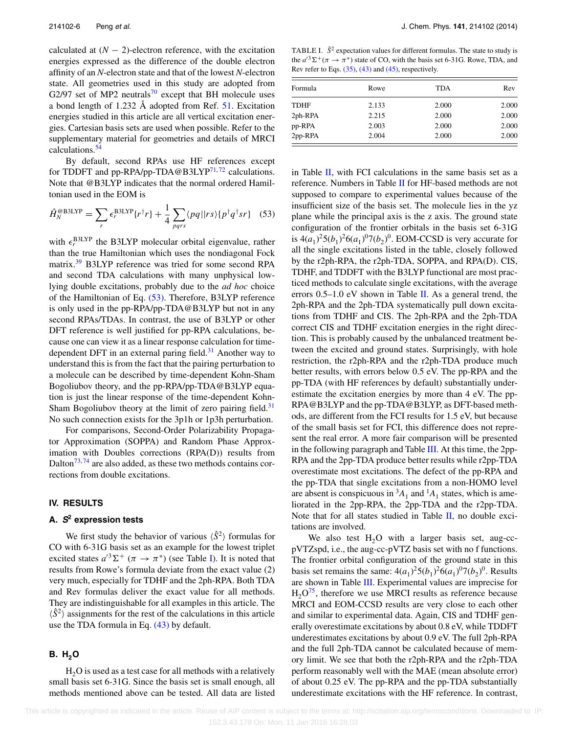calculated at $(N-2)$-electron reference, with the excitation energies expressed as the difference of the double electron affinity of an $N$-electron state and that of the lowest $N$-electron state. All geometries used in this study are adopted from G2/97 set of MP2 neutrals[70] except that BH molecule uses a bond length of 1.232 Å adopted from Ref. 51. Excitation energies studied in this article are all vertical excitation energies. Cartesian basis sets are used when possible. Refer to the supplementary material for geometries and details of MRCI calculations.[54]

By default, second RPAs use HF references except for TDDFT and pp-RPA/pp-TDA@B3LYP[71,72] calculations. Note that @B3LYP indicates that the normal ordered Hamiltonian used in the EOM is

$$\hat{H}_N^{@\text{B3LYP}} = \sum_r \epsilon_r^{\text{B3LYP}} \{r^\dagger r\} + \frac{1}{4}\sum_{pqrs} \langle pq||rs\rangle \{p^\dagger q^\dagger s r\} \quad (53)$$

with $\epsilon_r^{\text{B3LYP}}$ the B3LYP molecular orbital eigenvalue, rather than the true Hamiltonian which uses the nondiagonal Fock matrix.[39] B3LYP reference was tried for some second RPA and second TDA calculations with many unphysical low-lying double excitations, probably due to the *ad hoc* choice of the Hamiltonian of Eq. (53). Therefore, B3LYP reference is only used in the pp-RPA/pp-TDA@B3LYP but not in any second RPAs/TDAs. In contrast, the use of B3LYP or other DFT reference is well justified for pp-RPA calculations, because one can view it as a linear response calculation for time-dependent DFT in an external paring field.[31] Another way to understand this is from the fact that the pairing perturbation to a molecule can be described by time-dependent Kohn-Sham Bogoliubov theory, and the pp-RPA/pp-TDA@B3LYP equation is just the linear response of the time-dependent Kohn-Sham Bogoliubov theory at the limit of zero pairing field.[31] No such connection exists for the 3p1h or 1p3h perturbation.

For comparisons, Second-Order Polarizability Propagator Approximation (SOPPA) and Random Phase Approximation with Doubles corrections (RPA(D)) results from Dalton[73,74] are also added, as these two methods contains corrections from double excitations.

## IV. RESULTS

### A. $S^2$ expression tests

We first study the behavior of various $\langle\hat{S}^2\rangle$ formulas for CO with 6-31G basis set as an example for the lowest triplet excited states $a'^3\Sigma^+$ ($\pi \rightarrow \pi^*$) (see Table I). It is noted that results from Rowe's formula deviate from the exact value (2) very much, especially for TDHF and the 2ph-RPA. Both TDA and Rev formulas deliver the exact value for all methods. They are indistinguishable for all examples in this article. The $\langle\hat{S}^2\rangle$ assignments for the rest of the calculations in this article use the TDA formula in Eq. (43) by default.

TABLE I. $\hat{S}^2$ expectation values for different formulas. The state to study is the $a'^3\Sigma^+(\pi \rightarrow \pi^*)$ state of CO, with the basis set 6-31G. Rowe, TDA, and Rev refer to Eqs. (35), (43) and (45), respectively.

| Formula | Rowe | TDA | Rev |
|---|---|---|---|
| TDHF | 2.133 | 2.000 | 2.000 |
| 2ph-RPA | 2.215 | 2.000 | 2.000 |
| pp-RPA | 2.003 | 2.000 | 2.000 |
| 2pp-RPA | 2.004 | 2.000 | 2.000 |

### B. $H_2O$

$H_2O$ is used as a test case for all methods with a relatively small basis set 6-31G. Since the basis set is small enough, all methods mentioned above can be tested. All data are listed in Table II, with FCI calculations in the same basis set as a reference. Numbers in Table II for HF-based methods are not supposed to compare to experimental values because of the insufficient size of the basis set. The molecule lies in the yz plane while the principal axis is the z axis. The ground state configuration of the frontier orbitals in the basis set 6-31G is $4(a_1)^2 5(b_1)^2 6(a_1)^0 7(b_2)^0$. EOM-CCSD is very accurate for all the single excitations listed in the table, closely followed by the r2ph-RPA, the r2ph-TDA, SOPPA, and RPA(D). CIS, TDHF, and TDDFT with the B3LYP functional are most practiced methods to calculate single excitations, with the average errors 0.5–1.0 eV shown in Table II. As a general trend, the 2ph-RPA and the 2ph-TDA systematically pull down excitations from TDHF and CIS. The 2ph-RPA and the 2ph-TDA correct CIS and TDHF excitation energies in the right direction. This is probably caused by the unbalanced treatment between the excited and ground states. Surprisingly, with hole restriction, the r2ph-RPA and the r2ph-TDA produce much better results, with errors below 0.5 eV. The pp-RPA and the pp-TDA (with HF references by default) substantially underestimate the excitation energies by more than 4 eV. The pp-RPA@B3LYP and the pp-TDA@B3LYP, as DFT-based methods, are different from the FCI results for 1.5 eV, but because of the small basis set for FCI, this difference does not represent the real error. A more fair comparison will be presented in the following paragraph and Table III. At this time, the 2pp-RPA and the 2pp-TDA produce better results while r2pp-TDA overestimate most excitations. The defect of the pp-RPA and the pp-TDA that single excitations from a non-HOMO level are absent is conspicuous in $^3A_1$ and $^1A_1$ states, which is ameliorated in the 2pp-RPA, the 2pp-TDA and the r2pp-TDA. Note that for all states studied in Table II, no double excitations are involved.

We also test $H_2O$ with a larger basis set, aug-cc-pVTZspd, i.e., the aug-cc-pVTZ basis set with no f functions. The frontier orbital configuration of the ground state in this basis set remains the same: $4(a_1)^2 5(b_1)^2 6(a_1)^0 7(b_2)^0$. Results are shown in Table III. Experimental values are imprecise for $H_2O$[75], therefore we use MRCI results as reference because MRCI and EOM-CCSD results are very close to each other and similar to experimental data. Again, CIS and TDHF generally overestimate excitations by about 0.8 eV, while TDDFT underestimates excitations by about 0.9 eV. The full 2ph-RPA and the full 2ph-TDA cannot be calculated because of memory limit. We see that both the r2ph-RPA and the r2ph-TDA perform reasonably well with the MAE (mean absolute error) of about 0.25 eV. The pp-RPA and the pp-TDA substantially underestimate excitations with the HF reference. In contrast,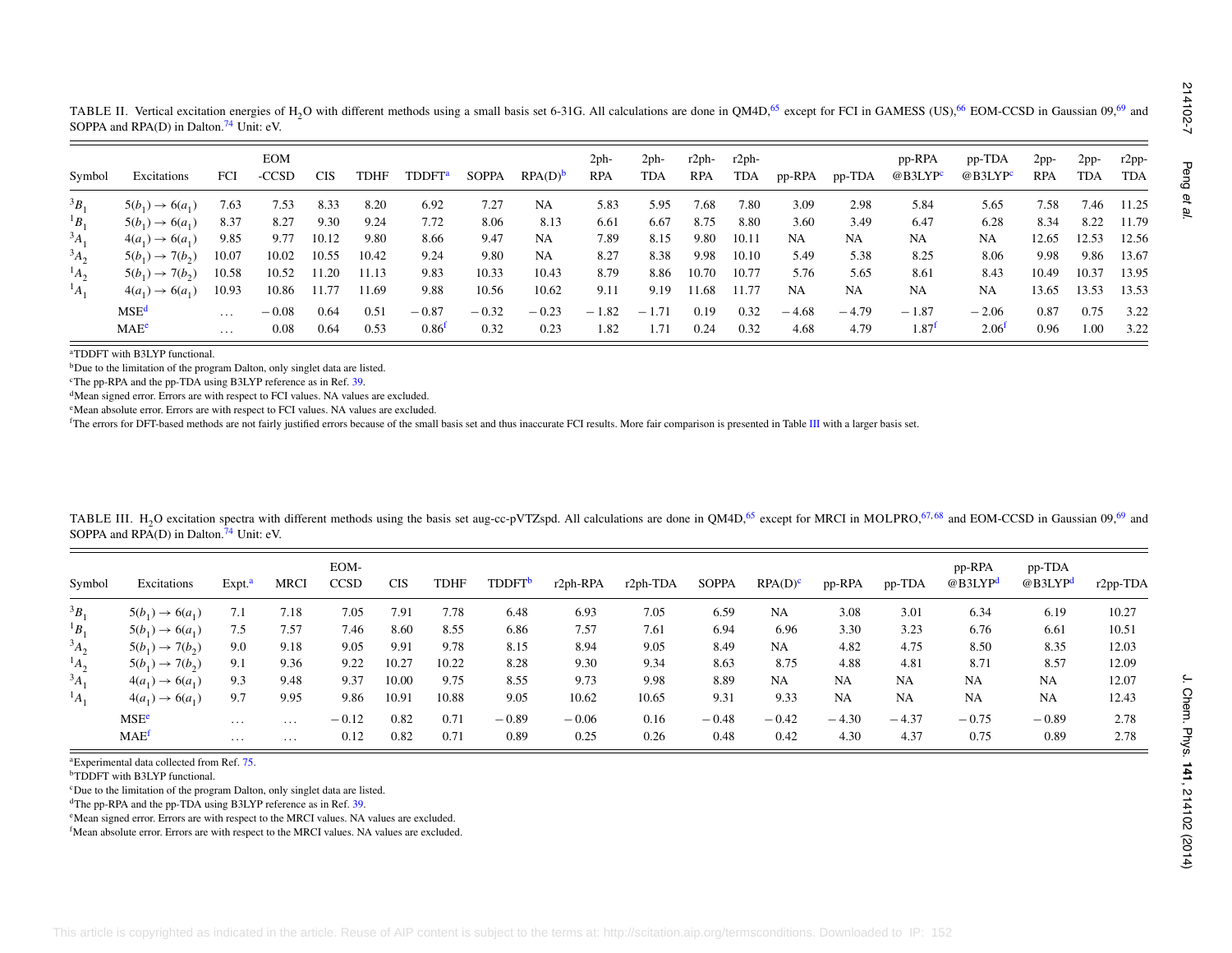TABLE II. Vertical excitation energies of $H_2O$ with different methods using a small basis set 6-31G. All calculations are done in QM4D,[65] except for FCI in GAMESS (US),[66] EOM-CCSD in Gaussian 09,[69] and SOPPA and RPA(D) in Dalton.[74] Unit: eV.

| Symbol | Excitations | FCI | EOM-CCSD | CIS | TDHF | TDDFT[a] | SOPPA | RPA(D)[b] | 2ph-RPA | 2ph-TDA | r2ph-RPA | r2ph-TDA | pp-RPA | pp-TDA | pp-RPA @B3LYP[c] | pp-TDA @B3LYP[c] | 2pp-RPA | 2pp-TDA | r2pp-TDA |
|---|---|---|---|---|---|---|---|---|---|---|---|---|---|---|---|---|---|---|---|
| $^3B_1$ | $5(b_1) \rightarrow 6(a_1)$ | 7.63 | 7.53 | 8.33 | 8.20 | 6.92 | 7.27 | NA | 5.83 | 5.95 | 7.68 | 7.80 | 3.09 | 2.98 | 5.84 | 5.65 | 7.58 | 7.46 | 11.25 |
| $^1B_1$ | $5(b_1) \rightarrow 6(a_1)$ | 8.37 | 8.27 | 9.30 | 9.24 | 7.72 | 8.06 | 8.13 | 6.61 | 6.67 | 8.75 | 8.80 | 3.60 | 3.49 | 6.47 | 6.28 | 8.34 | 8.22 | 11.79 |
| $^3A_1$ | $4(a_1) \rightarrow 6(a_1)$ | 9.85 | 9.77 | 10.12 | 9.80 | 8.66 | 9.47 | NA | 7.89 | 8.15 | 9.80 | 10.11 | NA | NA | NA | NA | 12.65 | 12.53 | 12.56 |
| $^3A_2$ | $5(b_1) \rightarrow 7(b_2)$ | 10.07 | 10.02 | 10.55 | 10.42 | 9.24 | 9.80 | NA | 8.27 | 8.38 | 9.98 | 10.10 | 5.49 | 5.38 | 8.25 | 8.06 | 9.98 | 9.86 | 13.67 |
| $^1A_2$ | $5(b_1) \rightarrow 7(b_2)$ | 10.58 | 10.52 | 11.20 | 11.13 | 9.83 | 10.33 | 10.43 | 8.79 | 8.86 | 10.70 | 10.77 | 5.76 | 5.65 | 8.61 | 8.43 | 10.49 | 10.37 | 13.95 |
| $^1A_1$ | $4(a_1) \rightarrow 6(a_1)$ | 10.93 | 10.86 | 11.77 | 11.69 | 9.88 | 10.56 | 10.62 | 9.11 | 9.19 | 11.68 | 11.77 | NA | NA | NA | NA | 13.65 | 13.53 | 13.53 |
| | MSE[d] | ... | −0.08 | 0.64 | 0.51 | −0.87 | −0.32 | −0.23 | −1.82 | −1.71 | 0.19 | 0.32 | −4.68 | −4.79 | −1.87 | −2.06 | 0.87 | 0.75 | 3.22 |
| | MAE[e] | ... | 0.08 | 0.64 | 0.53 | 0.86[f] | 0.32 | 0.23 | 1.82 | 1.71 | 0.24 | 0.32 | 4.68 | 4.79 | 1.87[f] | 2.06[f] | 0.96 | 1.00 | 3.22 |

[a]TDDFT with B3LYP functional.
[b]Due to the limitation of the program Dalton, only singlet data are listed.
[c]The pp-RPA and the pp-TDA using B3LYP reference as in Ref. 39.
[d]Mean signed error. Errors are with respect to FCI values. NA values are excluded.
[e]Mean absolute error. Errors are with respect to FCI values. NA values are excluded.
[f]The errors for DFT-based methods are not fairly justified errors because of the small basis set and thus inaccurate FCI results. More fair comparison is presented in Table III with a larger basis set.

TABLE III. $H_2O$ excitation spectra with different methods using the basis set aug-cc-pVTZspd. All calculations are done in QM4D,[65] except for MRCI in MOLPRO,[67,68] and EOM-CCSD in Gaussian 09,[69] and SOPPA and RPA(D) in Dalton.[74] Unit: eV.

| Symbol | Excitations | Expt.[a] | MRCI | EOM-CCSD | CIS | TDHF | TDDFT[b] | r2ph-RPA | r2ph-TDA | SOPPA | RPA(D)[c] | pp-RPA | pp-TDA | pp-RPA @B3LYP[d] | pp-TDA @B3LYP[d] | r2pp-TDA |
|---|---|---|---|---|---|---|---|---|---|---|---|---|---|---|---|---|
| $^3B_1$ | $5(b_1) \rightarrow 6(a_1)$ | 7.1 | 7.18 | 7.05 | 7.91 | 7.78 | 6.48 | 6.93 | 7.05 | 6.59 | NA | 3.08 | 3.01 | 6.34 | 6.19 | 10.27 |
| $^1B_1$ | $5(b_1) \rightarrow 6(a_1)$ | 7.5 | 7.57 | 7.46 | 8.60 | 8.55 | 6.86 | 7.57 | 7.61 | 6.94 | 6.96 | 3.30 | 3.23 | 6.76 | 6.61 | 10.51 |
| $^3A_2$ | $5(b_1) \rightarrow 7(b_2)$ | 9.0 | 9.18 | 9.05 | 9.91 | 9.78 | 8.15 | 8.94 | 9.05 | 8.49 | NA | 4.82 | 4.75 | 8.50 | 8.35 | 12.03 |
| $^1A_2$ | $5(b_1) \rightarrow 7(b_2)$ | 9.1 | 9.36 | 9.22 | 10.27 | 10.22 | 8.28 | 9.30 | 9.34 | 8.63 | 8.75 | 4.88 | 4.81 | 8.71 | 8.57 | 12.09 |
| $^3A_1$ | $4(a_1) \rightarrow 6(a_1)$ | 9.3 | 9.48 | 9.37 | 10.00 | 9.75 | 8.55 | 9.73 | 9.98 | 8.89 | NA | NA | NA | NA | NA | 12.07 |
| $^1A_1$ | $4(a_1) \rightarrow 6(a_1)$ | 9.7 | 9.95 | 9.86 | 10.91 | 10.88 | 9.05 | 10.62 | 10.65 | 9.31 | 9.33 | NA | NA | NA | NA | 12.43 |
| | MSE[e] | ... | ... | −0.12 | 0.82 | 0.71 | −0.89 | −0.06 | 0.16 | −0.48 | −0.42 | −4.30 | −4.37 | −0.75 | −0.89 | 2.78 |
| | MAE[f] | ... | ... | 0.12 | 0.82 | 0.71 | 0.89 | 0.25 | 0.26 | 0.48 | 0.42 | 4.30 | 4.37 | 0.75 | 0.89 | 2.78 |

[a]Experimental data collected from Ref. 75.
[b]TDDFT with B3LYP functional.
[c]Due to the limitation of the program Dalton, only singlet data are listed.
[d]The pp-RPA and the pp-TDA using B3LYP reference as in Ref. 39.
[e]Mean signed error. Errors are with respect to the MRCI values. NA values are excluded.
[f]Mean absolute error. Errors are with respect to the MRCI values. NA values are excluded.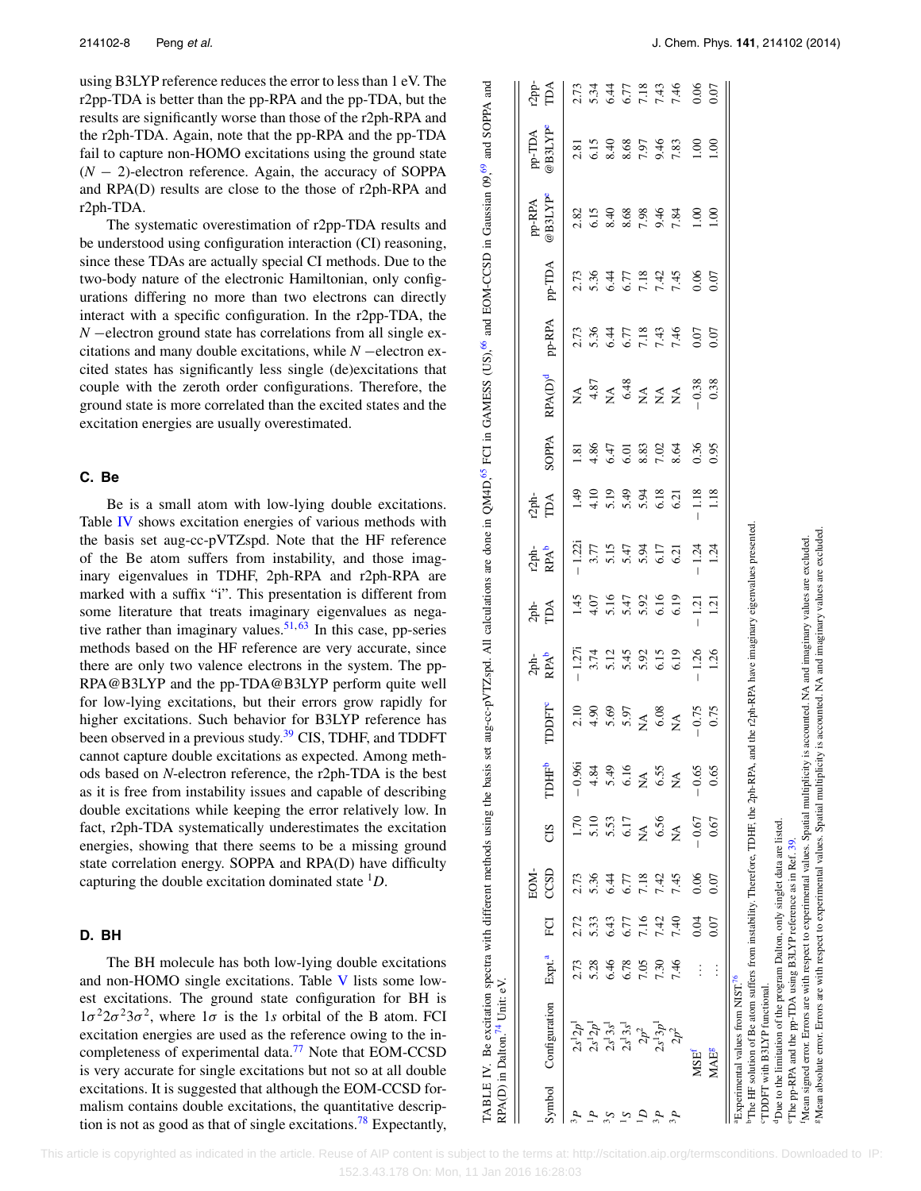using B3LYP reference reduces the error to less than 1 eV. The r2pp-TDA is better than the pp-RPA and the pp-TDA, but the results are significantly worse than those of the r2ph-RPA and the r2ph-TDA. Again, note that the pp-RPA and the pp-TDA fail to capture non-HOMO excitations using the ground state $(N-2)$-electron reference. Again, the accuracy of SOPPA and RPA(D) results are close to the those of r2ph-RPA and r2ph-TDA.

The systematic overestimation of r2pp-TDA results and be understood using configuration interaction (CI) reasoning, since these TDAs are actually special CI methods. Due to the two-body nature of the electronic Hamiltonian, only configurations differing no more than two electrons can directly interact with a specific configuration. In the r2pp-TDA, the $N$ −electron ground state has correlations from all single excitations and many double excitations, while $N$ −electron excited states has significantly less single (de)excitations that couple with the zeroth order configurations. Therefore, the ground state is more correlated than the excited states and the excitation energies are usually overestimated.

### C. Be

Be is a small atom with low-lying double excitations. Table IV shows excitation energies of various methods with the basis set aug-cc-pVTZspd. Note that the HF reference of the Be atom suffers from instability, and those imaginary eigenvalues in TDHF, 2ph-RPA and r2ph-RPA are marked with a suffix "i". This presentation is different from some literature that treats imaginary eigenvalues as negative rather than imaginary values.[51,63] In this case, pp-series methods based on the HF reference are very accurate, since there are only two valence electrons in the system. The pp-RPA@B3LYP and the pp-TDA@B3LYP perform quite well for low-lying excitations, but their errors grow rapidly for higher excitations. Such behavior for B3LYP reference has been observed in a previous study.[39] CIS, TDHF, and TDDFT cannot capture double excitations as expected. Among methods based on $N$-electron reference, the r2ph-TDA is the best as it is free from instability issues and capable of describing double excitations while keeping the error relatively low. In fact, r2ph-TDA systematically underestimates the excitation energies, showing that there seems to be a missing ground state correlation energy. SOPPA and RPA(D) have difficulty capturing the double excitation dominated state $^1D$.

TABLE IV. Be excitation spectra with different methods using the basis set aug-cc-pVTZspd. All calculations are done in QM4D,[65] FCI in GAMESS (US),[66] and EOM-CCSD in Gaussian 09,[69] and SOPPA and RPA(D) in Dalton.[74] Unit: eV.

| Symbol | Configuration | Expt.[a] | FCI | EOM-CCSD | CIS | TDHF[b] | TDDFT[c] | 2ph-RPA[b] | 2ph-TDA | r2ph-RPA[b] | r2ph-TDA | SOPPA | RPA(D)[d] | pp-RPA | pp-TDA | pp-RPA @B3LYP[e] | pp-TDA @B3LYP[e] | r2pp-TDA |
|---|---|---|---|---|---|---|---|---|---|---|---|---|---|---|---|---|---|---|
| $^3P$ | $2s^12p^1$ | 2.73 | 2.72 | 2.73 | 1.70 | −0.96i | 2.10 | −1.27i | 1.45 | −1.22i | 1.49 | 1.81 | NA | 2.73 | 2.73 | 2.82 | 2.81 | 2.73 |
| $^1P$ | $2s^12p^1$ | 5.28 | 5.33 | 5.36 | 5.10 | 4.84 | 4.90 | 3.74 | 4.07 | 3.77 | 4.10 | 4.86 | 4.87 | 5.36 | 5.36 | 6.15 | 6.15 | 5.34 |
| $^3S$ | $2s^13s^1$ | 6.46 | 6.43 | 6.44 | 5.53 | 5.49 | 5.69 | 5.12 | 5.16 | 5.15 | 5.19 | 6.47 | NA | 6.44 | 6.44 | 8.40 | 8.40 | 6.44 |
| $^1S$ | $2s^13s^1$ | 6.78 | 6.77 | 6.77 | 6.17 | 6.16 | 5.97 | 5.45 | 5.47 | 5.47 | 5.49 | 6.01 | 6.48 | 6.77 | 6.77 | 8.68 | 8.68 | 6.77 |
| $^1D$ | $2p^2$ | 7.05 | 7.16 | 7.18 | NA | NA | NA | 5.92 | 5.92 | 5.94 | 5.94 | 8.83 | NA | 7.18 | 7.18 | 7.98 | 7.97 | 7.18 |
| $^3P$ | $2s^13p^1$ | 7.30 | 7.42 | 7.42 | 6.56 | 6.55 | 6.08 | 6.15 | 6.16 | 6.17 | 6.18 | 7.02 | NA | 7.43 | 7.42 | 9.46 | 9.46 | 7.43 |
| $^3P$ | $2p^2$ | 7.46 | 7.40 | 7.45 | NA | NA | NA | 6.19 | 6.19 | 6.21 | 6.21 | 8.64 | NA | 7.46 | 7.45 | 7.84 | 7.83 | 7.46 |
| MSE[f] | | … | 0.04 | 0.06 | −0.67 | −0.65 | −0.75 | −1.26 | −1.21 | −1.24 | −1.18 | 0.36 | −0.38 | 0.07 | 0.06 | 1.00 | 1.00 | 0.06 |
| MAE[g] | | … | 0.07 | 0.07 | 0.67 | 0.65 | 0.75 | 1.26 | 1.21 | 1.24 | 1.18 | 0.95 | 0.38 | 0.07 | 0.07 | 1.00 | 1.00 | 0.07 |

[a]Experimental values from NIST.[76]
[b]The HF solution of Be atom suffers from instability. Therefore, TDHF, the 2ph-RPA, and the r2ph-RPA have imaginary eigenvalues presented.
[c]TDDFT with B3LYP functional.
[d]Due to the limitation of the program Dalton, only singlet data are listed.
[e]The pp-RPA and the pp-TDA using B3LYP reference as in Ref. 39.
[f]Mean signed error. Errors are with respect to experimental values. Spatial multiplicity is accounted. NA and imaginary values are excluded.
[g]Mean absolute error. Errors are with respect to experimental values. Spatial multiplicity is accounted. NA and imaginary values are excluded.

### D. BH

The BH molecule has both low-lying double excitations and non-HOMO single excitations. Table V lists some lowest excitations. The ground state configuration for BH is $1\sigma^2 2\sigma^2 3\sigma^2$, where $1\sigma$ is the 1$s$ orbital of the B atom. FCI excitation energies are used as the reference owing to the incompleteness of experimental data.[77] Note that EOM-CCSD is very accurate for single excitations but not so at all double excitations. It is suggested that although the EOM-CCSD formalism contains double excitations, the quantitative description is not as good as that of single excitations.[78] Expectantly,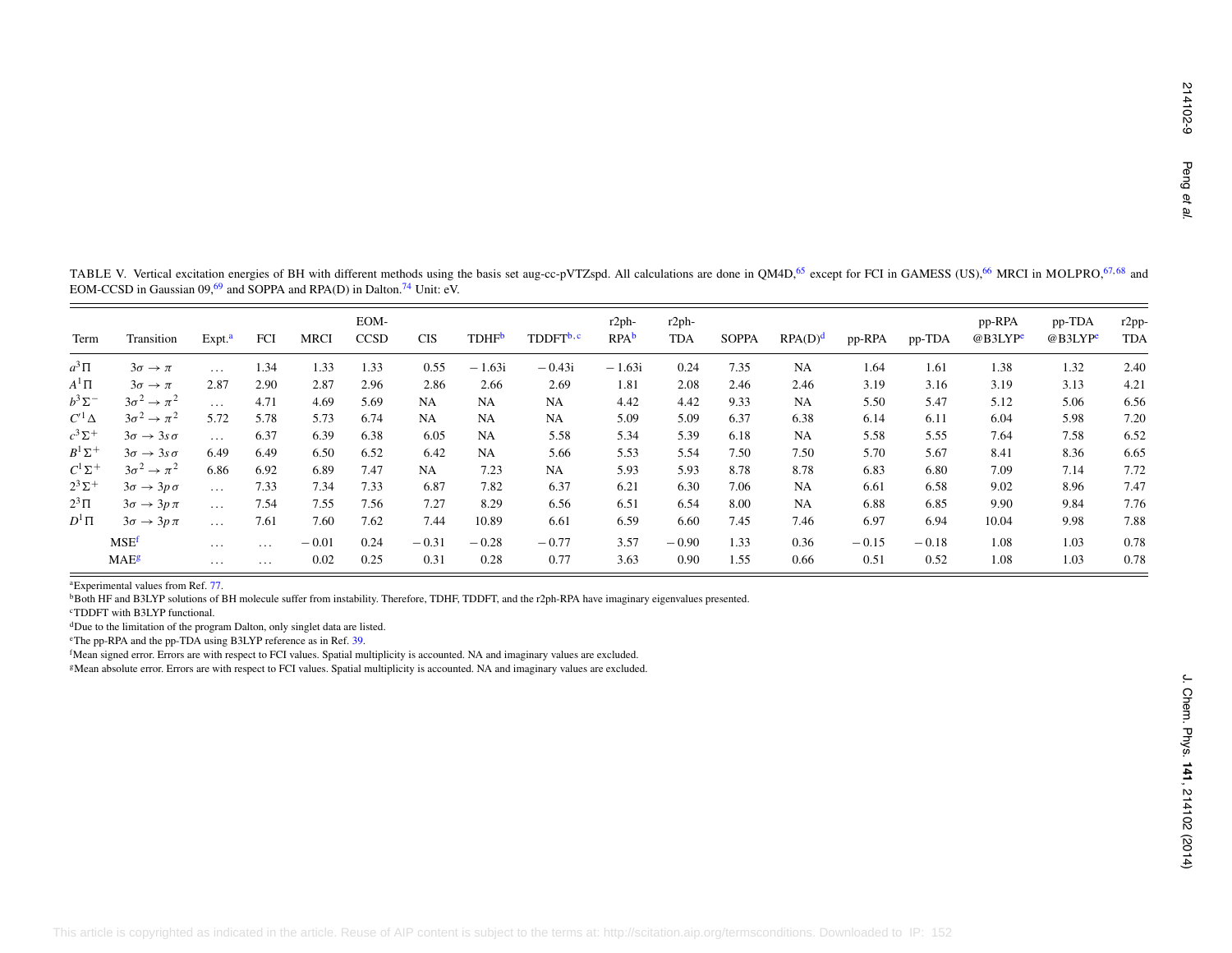TABLE V. Vertical excitation energies of BH with different methods using the basis set aug-cc-pVTZspd. All calculations are done in QM4D,[65] except for FCI in GAMESS (US),[66] MRCI in MOLPRO,[67,68] and EOM-CCSD in Gaussian 09,[69] and SOPPA and RPA(D) in Dalton.[74] Unit: eV.

| Term | Transition | Expt.[a] | FCI | MRCI | EOM-CCSD | CIS | TDHF[b] | TDDFT[b,c] | r2ph-RPA[b] | r2ph-TDA | SOPPA | RPA(D)[d] | pp-RPA | pp-TDA | pp-RPA @B3LYP[e] | pp-TDA @B3LYP[e] | r2pp-TDA |
|---|---|---|---|---|---|---|---|---|---|---|---|---|---|---|---|---|---|
| $a^3\Pi$ | $3\sigma \to \pi$ | … | 1.34 | 1.33 | 1.33 | 0.55 | − 1.63i | − 0.43i | − 1.63i | 0.24 | 7.35 | NA | 1.64 | 1.61 | 1.38 | 1.32 | 2.40 |
| $A^1\Pi$ | $3\sigma \to \pi$ | 2.87 | 2.90 | 2.87 | 2.96 | 2.86 | 2.66 | 2.69 | 1.81 | 2.08 | 2.46 | 2.46 | 3.19 | 3.16 | 3.19 | 3.13 | 4.21 |
| $b^3\Sigma^-$ | $3\sigma^2 \to \pi^2$ | … | 4.71 | 4.69 | 5.69 | NA | NA | NA | 4.42 | 4.42 | 9.33 | NA | 5.50 | 5.47 | 5.12 | 5.06 | 6.56 |
| $C'^1\Delta$ | $3\sigma^2 \to \pi^2$ | 5.72 | 5.78 | 5.73 | 6.74 | NA | NA | NA | 5.09 | 5.09 | 6.37 | 6.38 | 6.14 | 6.11 | 6.04 | 5.98 | 7.20 |
| $c^3\Sigma^+$ | $3\sigma \to 3s\sigma$ | … | 6.37 | 6.39 | 6.38 | 6.05 | NA | 5.58 | 5.34 | 5.39 | 6.18 | NA | 5.58 | 5.55 | 7.64 | 7.58 | 6.52 |
| $B^1\Sigma^+$ | $3\sigma \to 3s\sigma$ | 6.49 | 6.49 | 6.50 | 6.52 | 6.42 | NA | 5.66 | 5.53 | 5.54 | 7.50 | 7.50 | 5.70 | 5.67 | 8.41 | 8.36 | 6.65 |
| $C^1\Sigma^+$ | $3\sigma^2 \to \pi^2$ | 6.86 | 6.92 | 6.89 | 7.47 | NA | 7.23 | NA | 5.93 | 5.93 | 8.78 | 8.78 | 6.83 | 6.80 | 7.09 | 7.14 | 7.72 |
| $2^3\Sigma^+$ | $3\sigma \to 3p\sigma$ | … | 7.33 | 7.34 | 7.33 | 6.87 | 7.82 | 6.37 | 6.21 | 6.30 | 7.06 | NA | 6.61 | 6.58 | 9.02 | 8.96 | 7.47 |
| $2^3\Pi$ | $3\sigma \to 3p\pi$ | … | 7.54 | 7.55 | 7.56 | 7.27 | 8.29 | 6.56 | 6.51 | 6.54 | 8.00 | NA | 6.88 | 6.85 | 9.90 | 9.84 | 7.76 |
| $D^1\Pi$ | $3\sigma \to 3p\pi$ | … | 7.61 | 7.60 | 7.62 | 7.44 | 10.89 | 6.61 | 6.59 | 6.60 | 7.45 | 7.46 | 6.97 | 6.94 | 10.04 | 9.98 | 7.88 |
| MSE[f] | | … | … | − 0.01 | 0.24 | − 0.31 | − 0.28 | − 0.77 | 3.57 | − 0.90 | 1.33 | 0.36 | − 0.15 | − 0.18 | 1.08 | 1.03 | 0.78 |
| MAE[g] | | … | … | 0.02 | 0.25 | 0.31 | 0.28 | 0.77 | 3.63 | 0.90 | 1.55 | 0.66 | 0.51 | 0.52 | 1.08 | 1.03 | 0.78 |

[a]Experimental values from Ref. 77.

[b]Both HF and B3LYP solutions of BH molecule suffer from instability. Therefore, TDHF, TDDFT, and the r2ph-RPA have imaginary eigenvalues presented.

[c]TDDFT with B3LYP functional.

[d]Due to the limitation of the program Dalton, only singlet data are listed.

[e]The pp-RPA and the pp-TDA using B3LYP reference as in Ref. 39.

[f]Mean signed error. Errors are with respect to FCI values. Spatial multiplicity is accounted. NA and imaginary values are excluded.

[g]Mean absolute error. Errors are with respect to FCI values. Spatial multiplicity is accounted. NA and imaginary values are excluded.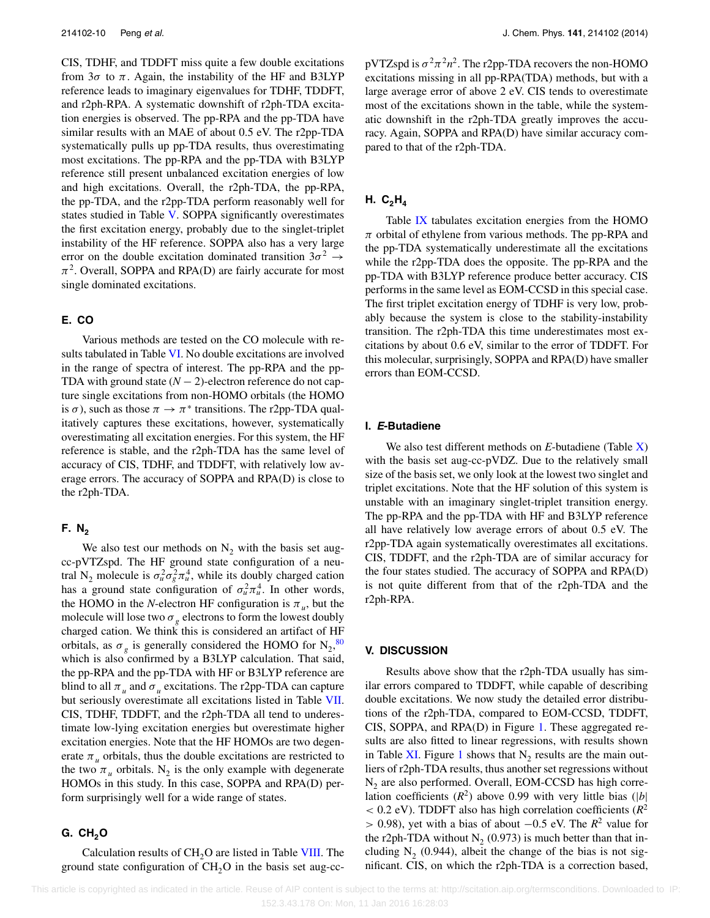CIS, TDHF, and TDDFT miss quite a few double excitations from $3\sigma$ to $\pi$. Again, the instability of the HF and B3LYP reference leads to imaginary eigenvalues for TDHF, TDDFT, and r2ph-RPA. A systematic downshift of r2ph-TDA excitation energies is observed. The pp-RPA and the pp-TDA have similar results with an MAE of about 0.5 eV. The r2pp-TDA systematically pulls up pp-TDA results, thus overestimating most excitations. The pp-RPA and the pp-TDA with B3LYP reference still present unbalanced excitation energies of low and high excitations. Overall, the r2ph-TDA, the pp-RPA, the pp-TDA, and the r2pp-TDA perform reasonably well for states studied in Table V. SOPPA significantly overestimates the first excitation energy, probably due to the singlet-triplet instability of the HF reference. SOPPA also has a very large error on the double excitation dominated transition $3\sigma^2 \rightarrow \pi^2$. Overall, SOPPA and RPA(D) are fairly accurate for most single dominated excitations.

### E. CO

Various methods are tested on the CO molecule with results tabulated in Table VI. No double excitations are involved in the range of spectra of interest. The pp-RPA and the pp-TDA with ground state $(N-2)$-electron reference do not capture single excitations from non-HOMO orbitals (the HOMO is $\sigma$), such as those $\pi \rightarrow \pi^*$ transitions. The r2pp-TDA qualitatively captures these excitations, however, systematically overestimating all excitation energies. For this system, the HF reference is stable, and the r2ph-TDA has the same level of accuracy of CIS, TDHF, and TDDFT, with relatively low average errors. The accuracy of SOPPA and RPA(D) is close to the r2ph-TDA.

### F. $N_2$

We also test our methods on $N_2$ with the basis set aug-cc-pVTZspd. The HF ground state configuration of a neutral $N_2$ molecule is $\sigma_u^2\sigma_g^2\pi_u^4$, while its doubly charged cation has a ground state configuration of $\sigma_u^2\pi_u^4$. In other words, the HOMO in the $N$-electron HF configuration is $\pi_u$, but the molecule will lose two $\sigma_g$ electrons to form the lowest doubly charged cation. We think this is considered an artifact of HF orbitals, as $\sigma_g$ is generally considered the HOMO for $N_2$,[80] which is also confirmed by a B3LYP calculation. That said, the pp-RPA and the pp-TDA with HF or B3LYP reference are blind to all $\pi_u$ and $\sigma_u$ excitations. The r2pp-TDA can capture but seriously overestimate all excitations listed in Table VII. CIS, TDHF, TDDFT, and the r2ph-TDA all tend to underestimate low-lying excitation energies but overestimate higher excitation energies. Note that the HF HOMOs are two degenerate $\pi_u$ orbitals, thus the double excitations are restricted to the two $\pi_u$ orbitals. $N_2$ is the only example with degenerate HOMOs in this study. In this case, SOPPA and RPA(D) perform surprisingly well for a wide range of states.

### G. $CH_2O$

Calculation results of $CH_2O$ are listed in Table VIII. The ground state configuration of $CH_2O$ in the basis set aug-cc-pVTZspd is $\sigma^2\pi^2n^2$. The r2pp-TDA recovers the non-HOMO excitations missing in all pp-RPA(TDA) methods, but with a large average error of above 2 eV. CIS tends to overestimate most of the excitations shown in the table, while the systematic downshift in the r2ph-TDA greatly improves the accuracy. Again, SOPPA and RPA(D) have similar accuracy compared to that of the r2ph-TDA.

### H. $C_2H_4$

Table IX tabulates excitation energies from the HOMO $\pi$ orbital of ethylene from various methods. The pp-RPA and the pp-TDA systematically underestimate all the excitations while the r2pp-TDA does the opposite. The pp-RPA and the pp-TDA with B3LYP reference produce better accuracy. CIS performs in the same level as EOM-CCSD in this special case. The first triplet excitation energy of TDHF is very low, probably because the system is close to the stability-instability transition. The r2ph-TDA this time underestimates most excitations by about 0.6 eV, similar to the error of TDDFT. For this molecular, surprisingly, SOPPA and RPA(D) have smaller errors than EOM-CCSD.

### I. *E*-Butadiene

We also test different methods on *E*-butadiene (Table X) with the basis set aug-cc-pVDZ. Due to the relatively small size of the basis set, we only look at the lowest two singlet and triplet excitations. Note that the HF solution of this system is unstable with an imaginary singlet-triplet transition energy. The pp-RPA and the pp-TDA with HF and B3LYP reference all have relatively low average errors of about 0.5 eV. The r2pp-TDA again systematically overestimates all excitations. CIS, TDDFT, and the r2ph-TDA are of similar accuracy for the four states studied. The accuracy of SOPPA and RPA(D) is not quite different from that of the r2ph-TDA and the r2ph-RPA.

## V. DISCUSSION

Results above show that the r2ph-TDA usually has similar errors compared to TDDFT, while capable of describing double excitations. We now study the detailed error distributions of the r2ph-TDA, compared to EOM-CCSD, TDDFT, CIS, SOPPA, and RPA(D) in Figure 1. These aggregated results are also fitted to linear regressions, with results shown in Table XI. Figure 1 shows that $N_2$ results are the main outliers of r2ph-TDA results, thus another set regressions without $N_2$ are also performed. Overall, EOM-CCSD has high correlation coefficients ($R^2$) above 0.99 with very little bias ($|b| < 0.2$ eV). TDDFT also has high correlation coefficients ($R^2 > 0.98$), yet with a bias of about $-0.5$ eV. The $R^2$ value for the r2ph-TDA without $N_2$ (0.973) is much better than that including $N_2$ (0.944), albeit the change of the bias is not significant. CIS, on which the r2ph-TDA is a correction based,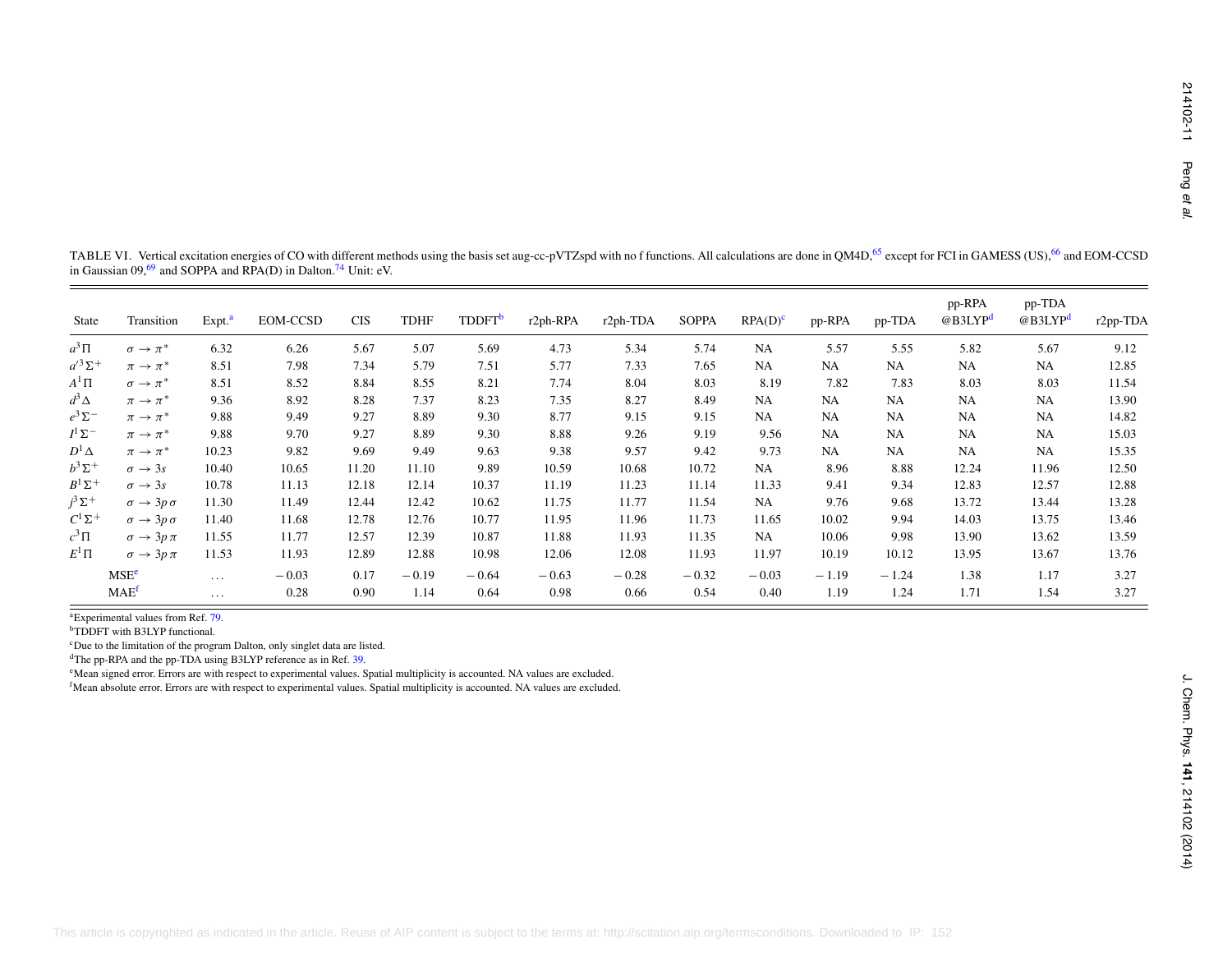TABLE VI. Vertical excitation energies of CO with different methods using the basis set aug-cc-pVTZspd with no f functions. All calculations are done in QM4D,[65] except for FCI in GAMESS (US),[66] and EOM-CCSD in Gaussian 09,[69] and SOPPA and RPA(D) in Dalton.[74] Unit: eV.

| State | Transition | Expt.[a] | EOM-CCSD | CIS | TDHF | TDDFT[b] | r2ph-RPA | r2ph-TDA | SOPPA | RPA(D)[c] | pp-RPA | pp-TDA | pp-RPA @B3LYP[d] | pp-TDA @B3LYP[d] | r2pp-TDA |
|---|---|---|---|---|---|---|---|---|---|---|---|---|---|---|---|
| $a^3\Pi$ | $\sigma \rightarrow \pi^*$ | 6.32 | 6.26 | 5.67 | 5.07 | 5.69 | 4.73 | 5.34 | 5.74 | NA | 5.57 | 5.55 | 5.82 | 5.67 | 9.12 |
| $a'^3\Sigma^+$ | $\pi \rightarrow \pi^*$ | 8.51 | 7.98 | 7.34 | 5.79 | 7.51 | 5.77 | 7.33 | 7.65 | NA | NA | NA | NA | NA | 12.85 |
| $A^1\Pi$ | $\sigma \rightarrow \pi^*$ | 8.51 | 8.52 | 8.84 | 8.55 | 8.21 | 7.74 | 8.04 | 8.03 | 8.19 | 7.82 | 7.83 | 8.03 | 8.03 | 11.54 |
| $d^3\Delta$ | $\pi \rightarrow \pi^*$ | 9.36 | 8.92 | 8.28 | 7.37 | 8.23 | 7.35 | 8.27 | 8.49 | NA | NA | NA | NA | NA | 13.90 |
| $e^3\Sigma^-$ | $\pi \rightarrow \pi^*$ | 9.88 | 9.49 | 9.27 | 8.89 | 9.30 | 8.77 | 9.15 | 9.15 | NA | NA | NA | NA | NA | 14.82 |
| $I^1\Sigma^-$ | $\pi \rightarrow \pi^*$ | 9.88 | 9.70 | 9.27 | 8.89 | 9.30 | 8.88 | 9.26 | 9.19 | 9.56 | NA | NA | NA | NA | 15.03 |
| $D^1\Delta$ | $\pi \rightarrow \pi^*$ | 10.23 | 9.82 | 9.69 | 9.49 | 9.63 | 9.38 | 9.57 | 9.42 | 9.73 | NA | NA | NA | NA | 15.35 |
| $b^3\Sigma^+$ | $\sigma \rightarrow 3s$ | 10.40 | 10.65 | 11.20 | 11.10 | 9.89 | 10.59 | 10.68 | 10.72 | NA | 8.96 | 8.88 | 12.24 | 11.96 | 12.50 |
| $B^1\Sigma^+$ | $\sigma \rightarrow 3s$ | 10.78 | 11.13 | 12.18 | 12.14 | 10.37 | 11.19 | 11.23 | 11.14 | 11.33 | 9.41 | 9.34 | 12.83 | 12.57 | 12.88 |
| $j^3\Sigma^+$ | $\sigma \rightarrow 3p\,\sigma$ | 11.30 | 11.49 | 12.44 | 12.42 | 10.62 | 11.75 | 11.77 | 11.54 | NA | 9.76 | 9.68 | 13.72 | 13.44 | 13.28 |
| $C^1\Sigma^+$ | $\sigma \rightarrow 3p\,\sigma$ | 11.40 | 11.68 | 12.78 | 12.76 | 10.77 | 11.95 | 11.96 | 11.73 | 11.65 | 10.02 | 9.94 | 14.03 | 13.75 | 13.46 |
| $c^3\Pi$ | $\sigma \rightarrow 3p\,\pi$ | 11.55 | 11.77 | 12.57 | 12.39 | 10.87 | 11.88 | 11.93 | 11.35 | NA | 10.06 | 9.98 | 13.90 | 13.62 | 13.59 |
| $E^1\Pi$ | $\sigma \rightarrow 3p\,\pi$ | 11.53 | 11.93 | 12.89 | 12.88 | 10.98 | 12.06 | 12.08 | 11.93 | 11.97 | 10.19 | 10.12 | 13.95 | 13.67 | 13.76 |
| MSE[e] | | ... | −0.03 | 0.17 | −0.19 | −0.64 | −0.63 | −0.28 | −0.32 | −0.03 | −1.19 | −1.24 | 1.38 | 1.17 | 3.27 |
| MAE[f] | | ... | 0.28 | 0.90 | 1.14 | 0.64 | 0.98 | 0.66 | 0.54 | 0.40 | 1.19 | 1.24 | 1.71 | 1.54 | 3.27 |

[a]Experimental values from Ref. 79.

[b]TDDFT with B3LYP functional.

[c]Due to the limitation of the program Dalton, only singlet data are listed.

[d]The pp-RPA and the pp-TDA using B3LYP reference as in Ref. 39.

[e]Mean signed error. Errors are with respect to experimental values. Spatial multiplicity is accounted. NA values are excluded.

[f]Mean absolute error. Errors are with respect to experimental values. Spatial multiplicity is accounted. NA values are excluded.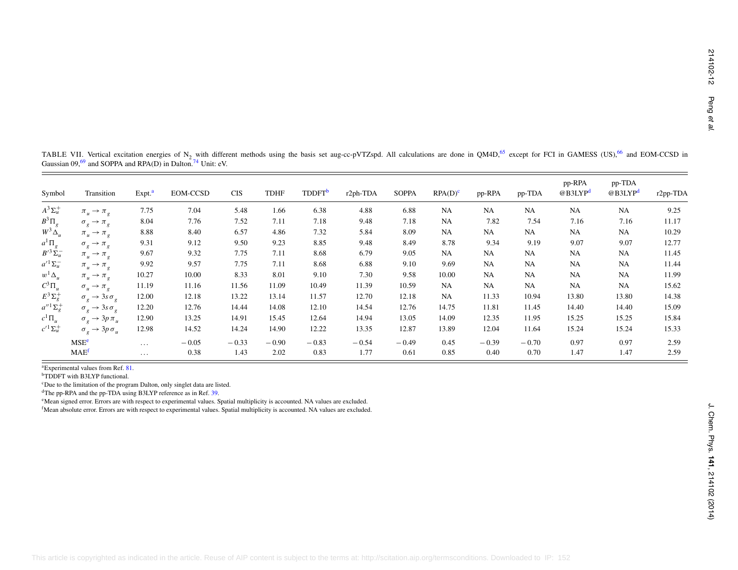TABLE VII. Vertical excitation energies of $N_2$ with different methods using the basis set aug-cc-pVTZspd. All calculations are done in QM4D,[65] except for FCI in GAMESS (US),[66] and EOM-CCSD in Gaussian 09,[69] and SOPPA and RPA(D) in Dalton.[74] Unit: eV.

| Symbol | Transition | Expt.[a] | EOM-CCSD | CIS | TDHF | TDDFT[b] | r2ph-TDA | SOPPA | RPA(D)[c] | pp-RPA | pp-TDA | pp-RPA @B3LYP[d] | pp-TDA @B3LYP[d] | r2pp-TDA |
|---|---|---|---|---|---|---|---|---|---|---|---|---|---|---|
| $A^3\Sigma_u^+$ | $\pi_u \rightarrow \pi_g$ | 7.75 | 7.04 | 5.48 | 1.66 | 6.38 | 4.88 | 6.88 | NA | NA | NA | NA | NA | 9.25 |
| $B^3\Pi_g$ | $\sigma_g \rightarrow \pi_g$ | 8.04 | 7.76 | 7.52 | 7.11 | 7.18 | 9.48 | 7.18 | NA | 7.82 | 7.54 | 7.16 | 7.16 | 11.17 |
| $W^3\Delta_u$ | $\pi_u \rightarrow \pi_g$ | 8.88 | 8.40 | 6.57 | 4.86 | 7.32 | 5.84 | 8.09 | NA | NA | NA | NA | NA | 10.29 |
| $a^1\Pi_g$ | $\sigma_g \rightarrow \pi_g$ | 9.31 | 9.12 | 9.50 | 9.23 | 8.85 | 9.48 | 8.49 | 8.78 | 9.34 | 9.19 | 9.07 | 9.07 | 12.77 |
| $B'^3\Sigma_u^-$ | $\pi_u \rightarrow \pi_g$ | 9.67 | 9.32 | 7.75 | 7.11 | 8.68 | 6.79 | 9.05 | NA | NA | NA | NA | NA | 11.45 |
| $a'^1\Sigma_u^-$ | $\pi_u \rightarrow \pi_g$ | 9.92 | 9.57 | 7.75 | 7.11 | 8.68 | 6.88 | 9.10 | 9.69 | NA | NA | NA | NA | 11.44 |
| $w^1\Delta_u$ | $\pi_u \rightarrow \pi_g$ | 10.27 | 10.00 | 8.33 | 8.01 | 9.10 | 7.30 | 9.58 | 10.00 | NA | NA | NA | NA | 11.99 |
| $C^3\Pi_u$ | $\sigma_u \rightarrow \pi_g$ | 11.19 | 11.16 | 11.56 | 11.09 | 10.49 | 11.39 | 10.59 | NA | NA | NA | NA | NA | 15.62 |
| $E^3\Sigma_g^+$ | $\sigma_g \rightarrow 3s\,\sigma_g$ | 12.00 | 12.18 | 13.22 | 13.14 | 11.57 | 12.70 | 12.18 | NA | 11.33 | 10.94 | 13.80 | 13.80 | 14.38 |
| $a''^1\Sigma_g^+$ | $\sigma_g \rightarrow 3s\,\sigma_g$ | 12.20 | 12.76 | 14.44 | 14.08 | 12.10 | 14.54 | 12.76 | 14.75 | 11.81 | 11.45 | 14.40 | 14.40 | 15.09 |
| $c^1\Pi_u$ | $\sigma_g \rightarrow 3p\,\pi_u$ | 12.90 | 13.25 | 14.91 | 15.45 | 12.64 | 14.94 | 13.05 | 14.09 | 12.35 | 11.95 | 15.25 | 15.25 | 15.84 |
| $c'^1\Sigma_u^+$ | $\sigma_g \rightarrow 3p\,\sigma_u$ | 12.98 | 14.52 | 14.24 | 14.90 | 12.22 | 13.35 | 12.87 | 13.89 | 12.04 | 11.64 | 15.24 | 15.24 | 15.33 |
| MSE[e] | | … | −0.05 | −0.33 | −0.90 | −0.83 | −0.54 | −0.49 | 0.45 | −0.39 | −0.70 | 0.97 | 0.97 | 2.59 |
| MAE[f] | | … | 0.38 | 1.43 | 2.02 | 0.83 | 1.77 | 0.61 | 0.85 | 0.40 | 0.70 | 1.47 | 1.47 | 2.59 |

[a]Experimental values from Ref. 81.

[b]TDDFT with B3LYP functional.

[c]Due to the limitation of the program Dalton, only singlet data are listed.

[d]The pp-RPA and the pp-TDA using B3LYP reference as in Ref. 39.

[e]Mean signed error. Errors are with respect to experimental values. Spatial multiplicity is accounted. NA values are excluded.

[f]Mean absolute error. Errors are with respect to experimental values. Spatial multiplicity is accounted. NA values are excluded.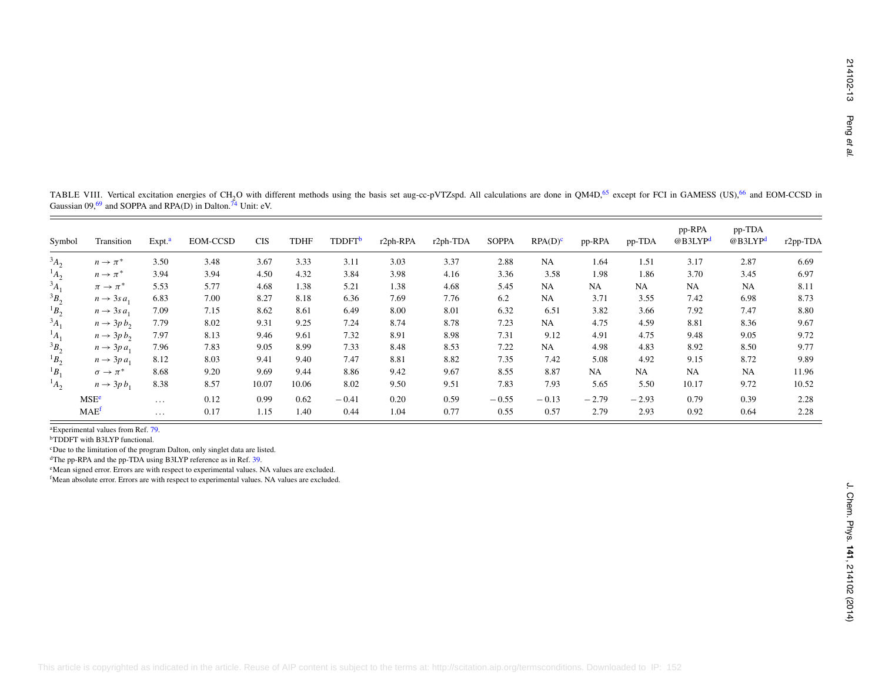TABLE VIII. Vertical excitation energies of $CH_2O$ with different methods using the basis set aug-cc-pVTZspd. All calculations are done in QM4D,[65] except for FCI in GAMESS (US),[66] and EOM-CCSD in Gaussian 09,[69] and SOPPA and RPA(D) in Dalton.[74] Unit: eV.

| Symbol | Transition | Expt.[a] | EOM-CCSD | CIS | TDHF | TDDFT[b] | r2ph-RPA | r2ph-TDA | SOPPA | RPA(D)[c] | pp-RPA | pp-TDA | pp-RPA @B3LYP[d] | pp-TDA @B3LYP[d] | r2pp-TDA |
|---|---|---|---|---|---|---|---|---|---|---|---|---|---|---|---|
| $^3A_2$ | $n \rightarrow \pi^*$ | 3.50 | 3.48 | 3.67 | 3.33 | 3.11 | 3.03 | 3.37 | 2.88 | NA | 1.64 | 1.51 | 3.17 | 2.87 | 6.69 |
| $^1A_2$ | $n \rightarrow \pi^*$ | 3.94 | 3.94 | 4.50 | 4.32 | 3.84 | 3.98 | 4.16 | 3.36 | 3.58 | 1.98 | 1.86 | 3.70 | 3.45 | 6.97 |
| $^3A_1$ | $\pi \rightarrow \pi^*$ | 5.53 | 5.77 | 4.68 | 1.38 | 5.21 | 1.38 | 4.68 | 5.45 | NA | NA | NA | NA | NA | 8.11 |
| $^3B_2$ | $n \rightarrow 3s\,a_1$ | 6.83 | 7.00 | 8.27 | 8.18 | 6.36 | 7.69 | 7.76 | 6.2 | NA | 3.71 | 3.55 | 7.42 | 6.98 | 8.73 |
| $^1B_2$ | $n \rightarrow 3s\,a_1$ | 7.09 | 7.15 | 8.62 | 8.61 | 6.49 | 8.00 | 8.01 | 6.32 | 6.51 | 3.82 | 3.66 | 7.92 | 7.47 | 8.80 |
| $^3A_1$ | $n \rightarrow 3p\,b_2$ | 7.79 | 8.02 | 9.31 | 9.25 | 7.24 | 8.74 | 8.78 | 7.23 | NA | 4.75 | 4.59 | 8.81 | 8.36 | 9.67 |
| $^1A_1$ | $n \rightarrow 3p\,b_2$ | 7.97 | 8.13 | 9.46 | 9.61 | 7.32 | 8.91 | 8.98 | 7.31 | 9.12 | 4.91 | 4.75 | 9.48 | 9.05 | 9.72 |
| $^3B_2$ | $n \rightarrow 3p\,a_1$ | 7.96 | 7.83 | 9.05 | 8.99 | 7.33 | 8.48 | 8.53 | 7.22 | NA | 4.98 | 4.83 | 8.92 | 8.50 | 9.77 |
| $^1B_2$ | $n \rightarrow 3p\,a_1$ | 8.12 | 8.03 | 9.41 | 9.40 | 7.47 | 8.81 | 8.82 | 7.35 | 7.42 | 5.08 | 4.92 | 9.15 | 8.72 | 9.89 |
| $^1B_1$ | $\sigma \rightarrow \pi^*$ | 8.68 | 9.20 | 9.69 | 9.44 | 8.86 | 9.42 | 9.67 | 8.55 | 8.87 | NA | NA | NA | NA | 11.96 |
| $^1A_2$ | $n \rightarrow 3p\,b_1$ | 8.38 | 8.57 | 10.07 | 10.06 | 8.02 | 9.50 | 9.51 | 7.83 | 7.93 | 5.65 | 5.50 | 10.17 | 9.72 | 10.52 |
| MSE[e] | | ... | 0.12 | 0.99 | 0.62 | −0.41 | 0.20 | 0.59 | −0.55 | −0.13 | −2.79 | −2.93 | 0.79 | 0.39 | 2.28 |
| MAE[f] | | ... | 0.17 | 1.15 | 1.40 | 0.44 | 1.04 | 0.77 | 0.55 | 0.57 | 2.79 | 2.93 | 0.92 | 0.64 | 2.28 |

[a]Experimental values from Ref. 79.

[b]TDDFT with B3LYP functional.

[c]Due to the limitation of the program Dalton, only singlet data are listed.

[d]The pp-RPA and the pp-TDA using B3LYP reference as in Ref. 39.

[e]Mean signed error. Errors are with respect to experimental values. NA values are excluded.

[f]Mean absolute error. Errors are with respect to experimental values. NA values are excluded.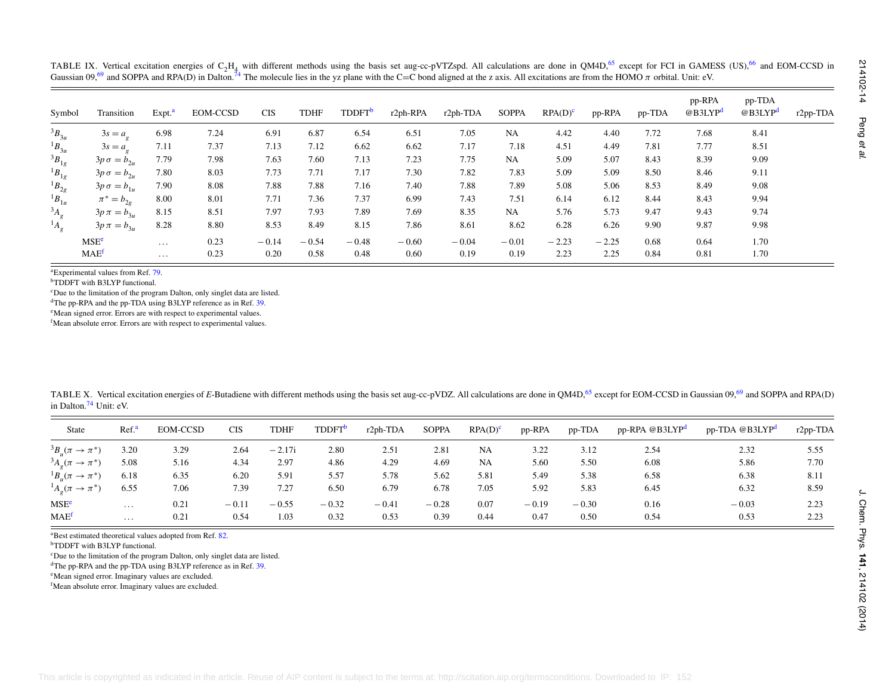TABLE IX. Vertical excitation energies of $C_2H_4$ with different methods using the basis set aug-cc-pVTZspd. All calculations are done in QM4D,[65] except for FCI in GAMESS (US),[66] and EOM-CCSD in Gaussian 09,[69] and SOPPA and RPA(D) in Dalton.[74] The molecule lies in the yz plane with the C=C bond aligned at the z axis. All excitations are from the HOMO $\pi$ orbital. Unit: eV.

| Symbol | Transition | Expt.[a] | EOM-CCSD | CIS | TDHF | TDDFT[b] | r2ph-RPA | r2ph-TDA | SOPPA | RPA(D)[c] | pp-RPA | pp-TDA | pp-RPA @B3LYP[d] | pp-TDA @B3LYP[d] | r2pp-TDA |
|---|---|---|---|---|---|---|---|---|---|---|---|---|---|---|---|
| $^3B_{3u}$ | $3s = a_g$ | 6.98 | 7.24 | 6.91 | 6.87 | 6.54 | 6.51 | 7.05 | NA | 4.42 | 4.40 | 7.72 | 7.68 | 8.41 | |
| $^1B_{3u}$ | $3s = a_g$ | 7.11 | 7.37 | 7.13 | 7.12 | 6.62 | 6.62 | 7.17 | 7.18 | 4.51 | 4.49 | 7.81 | 7.77 | 8.51 | |
| $^3B_{1g}$ | $3p\,\sigma = b_{2u}$ | 7.79 | 7.98 | 7.63 | 7.60 | 7.13 | 7.23 | 7.75 | NA | 5.09 | 5.07 | 8.43 | 8.39 | 9.09 | |
| $^1B_{1g}$ | $3p\,\sigma = b_{2u}$ | 7.80 | 8.03 | 7.73 | 7.71 | 7.17 | 7.30 | 7.82 | 7.83 | 5.09 | 5.09 | 8.50 | 8.46 | 9.11 | |
| $^1B_{2g}$ | $3p\,\sigma = b_{1u}$ | 7.90 | 8.08 | 7.88 | 7.88 | 7.16 | 7.40 | 7.88 | 7.89 | 5.08 | 5.06 | 8.53 | 8.49 | 9.08 | |
| $^1B_{1u}$ | $\pi^* = b_{2g}$ | 8.00 | 8.01 | 7.71 | 7.36 | 7.37 | 6.99 | 7.43 | 7.51 | 6.14 | 6.12 | 8.44 | 8.43 | 9.94 | |
| $^3A_g$ | $3p\,\pi = b_{3u}$ | 8.15 | 8.51 | 7.97 | 7.93 | 7.89 | 7.69 | 8.35 | NA | 5.76 | 5.73 | 9.47 | 9.43 | 9.74 | |
| $^1A_g$ | $3p\,\pi = b_{3u}$ | 8.28 | 8.80 | 8.53 | 8.49 | 8.15 | 7.86 | 8.61 | 8.62 | 6.28 | 6.26 | 9.90 | 9.87 | 9.98 | |
| | MSE[e] | ... | 0.23 | −0.14 | −0.54 | −0.48 | −0.60 | −0.04 | −0.01 | −2.23 | −2.25 | 0.68 | 0.64 | 1.70 | |
| | MAE[f] | ... | 0.23 | 0.20 | 0.58 | 0.48 | 0.60 | 0.19 | 0.19 | 2.23 | 2.25 | 0.84 | 0.81 | 1.70 | |

[a]Experimental values from Ref. 79.
[b]TDDFT with B3LYP functional.
[c]Due to the limitation of the program Dalton, only singlet data are listed.
[d]The pp-RPA and the pp-TDA using B3LYP reference as in Ref. 39.
[e]Mean signed error. Errors are with respect to experimental values.
[f]Mean absolute error. Errors are with respect to experimental values.

TABLE X. Vertical excitation energies of *E*-Butadiene with different methods using the basis set aug-cc-pVDZ. All calculations are done in QM4D,[65] except for EOM-CCSD in Gaussian 09,[69] and SOPPA and RPA(D) in Dalton.[74] Unit: eV.

| State | Ref.[a] | EOM-CCSD | CIS | TDHF | TDDFT[b] | r2ph-TDA | SOPPA | RPA(D)[c] | pp-RPA | pp-TDA | pp-RPA @B3LYP[d] | pp-TDA @B3LYP[d] | r2pp-TDA |
|---|---|---|---|---|---|---|---|---|---|---|---|---|---|
| $^3B_u(\pi \rightarrow \pi^*)$ | 3.20 | 3.29 | 2.64 | −2.17i | 2.80 | 2.51 | 2.81 | NA | 3.22 | 3.12 | 2.54 | 2.32 | 5.55 |
| $^3A_g(\pi \rightarrow \pi^*)$ | 5.08 | 5.16 | 4.34 | 2.97 | 4.86 | 4.29 | 4.69 | NA | 5.60 | 5.50 | 6.08 | 5.86 | 7.70 |
| $^1B_u(\pi \rightarrow \pi^*)$ | 6.18 | 6.35 | 6.20 | 5.91 | 5.57 | 5.78 | 5.62 | 5.81 | 5.49 | 5.38 | 6.58 | 6.38 | 8.11 |
| $^1A_g(\pi \rightarrow \pi^*)$ | 6.55 | 7.06 | 7.39 | 7.27 | 6.50 | 6.79 | 6.78 | 7.05 | 5.92 | 5.83 | 6.45 | 6.32 | 8.59 |
| MSE[e] | ... | 0.21 | −0.11 | −0.55 | −0.32 | −0.41 | −0.28 | 0.07 | −0.19 | −0.30 | 0.16 | −0.03 | 2.23 |
| MAE[f] | ... | 0.21 | 0.54 | 1.03 | 0.32 | 0.53 | 0.39 | 0.44 | 0.47 | 0.50 | 0.54 | 0.53 | 2.23 |

[a]Best estimated theoretical values adopted from Ref. 82.
[b]TDDFT with B3LYP functional.
[c]Due to the limitation of the program Dalton, only singlet data are listed.
[d]The pp-RPA and the pp-TDA using B3LYP reference as in Ref. 39.
[e]Mean signed error. Imaginary values are excluded.
[f]Mean absolute error. Imaginary values are excluded.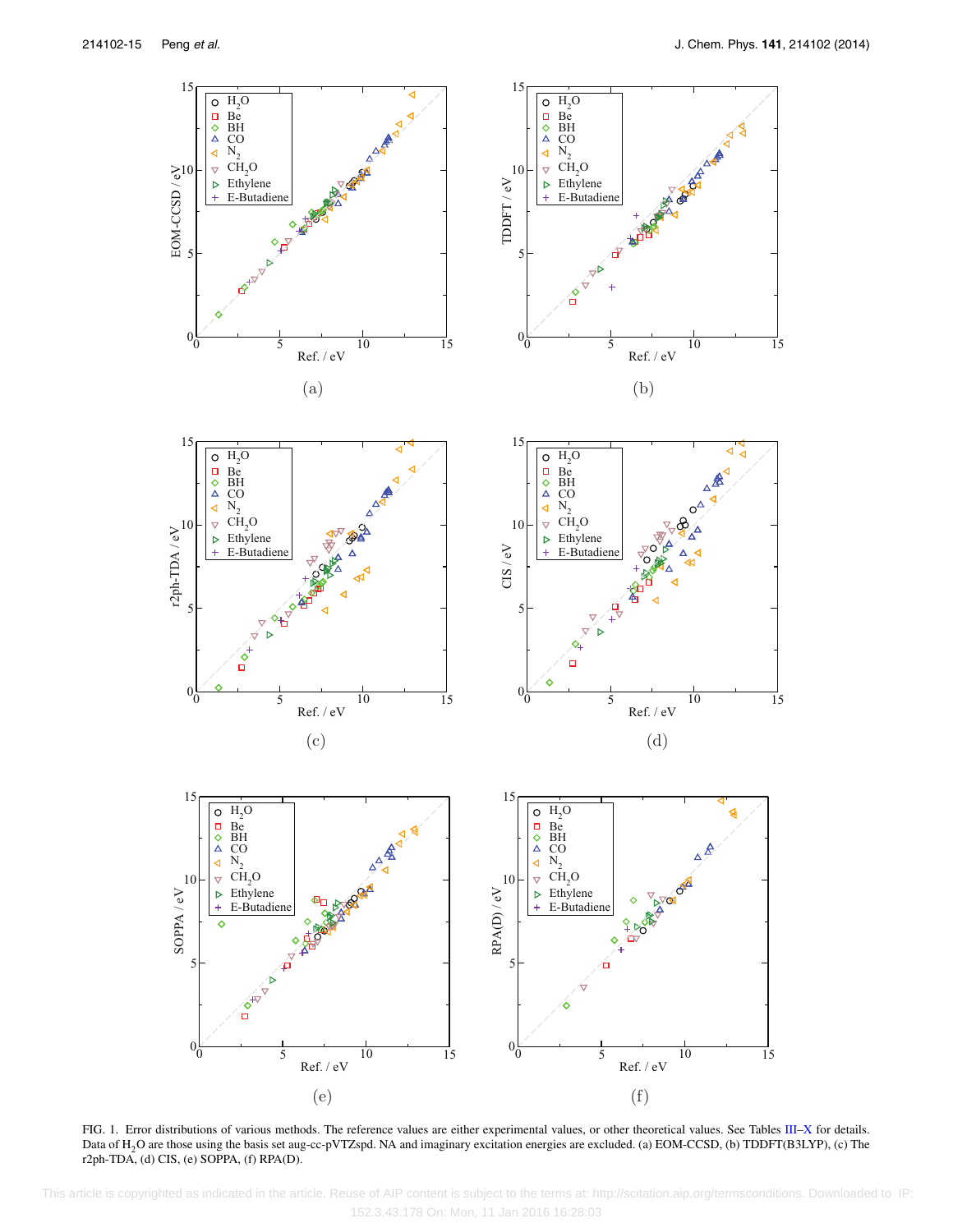FIG. 1. Error distributions of various methods. The reference values are either experimental values, or other theoretical values. See Tables III–X for details. Data of $H_2O$ are those using the basis set aug-cc-pVTZspd. NA and imaginary excitation energies are excluded. (a) EOM-CCSD, (b) TDDFT(B3LYP), (c) The r2ph-TDA, (d) CIS, (e) SOPPA, (f) RPA(D).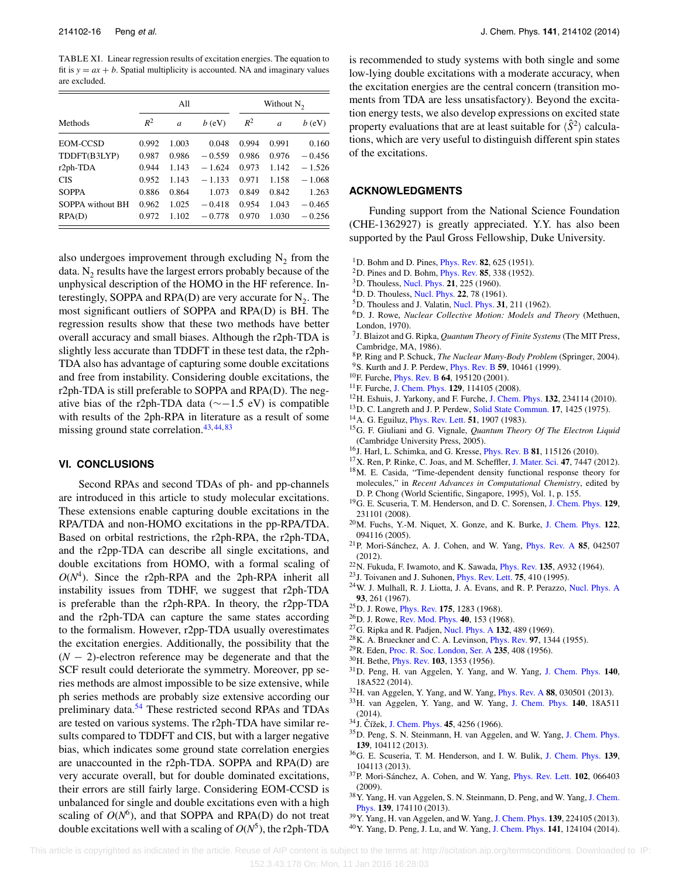TABLE XI. Linear regression results of excitation energies. The equation to fit is $y = ax + b$. Spatial multiplicity is accounted. NA and imaginary values are excluded.

| Methods | All | | | Without $N_2$ | | |
|---|---|---|---|---|---|---|
| | $R^2$ | $a$ | $b$ (eV) | $R^2$ | $a$ | $b$ (eV) |
| EOM-CCSD | 0.992 | 1.003 | 0.048 | 0.994 | 0.991 | 0.160 |
| TDDFT(B3LYP) | 0.987 | 0.986 | −0.559 | 0.986 | 0.976 | −0.456 |
| r2ph-TDA | 0.944 | 1.143 | −1.624 | 0.973 | 1.142 | −1.526 |
| CIS | 0.952 | 1.143 | −1.133 | 0.971 | 1.158 | −1.068 |
| SOPPA | 0.886 | 0.864 | 1.073 | 0.849 | 0.842 | 1.263 |
| SOPPA without BH | 0.962 | 1.025 | −0.418 | 0.954 | 1.043 | −0.465 |
| RPA(D) | 0.972 | 1.102 | −0.778 | 0.970 | 1.030 | −0.256 |

also undergoes improvement through excluding $N_2$ from the data. $N_2$ results have the largest errors probably because of the unphysical description of the HOMO in the HF reference. Interestingly, SOPPA and RPA(D) are very accurate for $N_2$. The most significant outliers of SOPPA and RPA(D) is BH. The regression results show that these two methods have better overall accuracy and small biases. Although the r2ph-TDA is slightly less accurate than TDDFT in these test data, the r2ph-TDA also has advantage of capturing some double excitations and free from instability. Considering double excitations, the r2ph-TDA is still preferable to SOPPA and RPA(D). The negative bias of the r2ph-TDA data (∼−1.5 eV) is compatible with results of the 2ph-RPA in literature as a result of some missing ground state correlation.[43,44,83]

## VI. CONCLUSIONS

Second RPAs and second TDAs of ph- and pp-channels are introduced in this article to study molecular excitations. These extensions enable capturing double excitations in the RPA/TDA and non-HOMO excitations in the pp-RPA/TDA. Based on orbital restrictions, the r2ph-RPA, the r2ph-TDA, and the r2pp-TDA can describe all single excitations, and double excitations from HOMO, with a formal scaling of $O(N^4)$. Since the r2ph-RPA and the 2ph-RPA inherit all instability issues from TDHF, we suggest that r2ph-TDA is preferable than the r2ph-RPA. In theory, the r2pp-TDA and the r2ph-TDA can capture the same states according to the formalism. However, r2pp-TDA usually overestimates the excitation energies. Additionally, the possibility that the $(N-2)$-electron reference may be degenerate and that the SCF result could deteriorate the symmetry. Moreover, pp series methods are almost impossible to be size extensive, while ph series methods are probably size extensive according our preliminary data.[54] These restricted second RPAs and TDAs are tested on various systems. The r2ph-TDA have similar results compared to TDDFT and CIS, but with a larger negative bias, which indicates some ground state correlation energies are unaccounted in the r2ph-TDA. SOPPA and RPA(D) are very accurate overall, but for double dominated excitations, their errors are still fairly large. Considering EOM-CCSD is unbalanced for single and double excitations even with a high scaling of $O(N^6)$, and that SOPPA and RPA(D) do not treat double excitations well with a scaling of $O(N^5)$, the r2ph-TDA is recommended to study systems with both single and some low-lying double excitations with a moderate accuracy, when the excitation energies are the central concern (transition moments from TDA are less unsatisfactory). Beyond the excitation energy tests, we also develop expressions on excited state property evaluations that are at least suitable for $\langle \hat{S}^2 \rangle$ calculations, which are very useful to distinguish different spin states of the excitations.

## ACKNOWLEDGMENTS

Funding support from the National Science Foundation (CHE-1362927) is greatly appreciated. Y.Y. has also been supported by the Paul Gross Fellowship, Duke University.

1. D. Bohm and D. Pines, Phys. Rev. **82**, 625 (1951).
2. D. Pines and D. Bohm, Phys. Rev. **85**, 338 (1952).
3. D. Thouless, Nucl. Phys. **21**, 225 (1960).
4. D. D. Thouless, Nucl. Phys. **22**, 78 (1961).
5. D. Thouless and J. Valatin, Nucl. Phys. **31**, 211 (1962).
6. D. J. Rowe, *Nuclear Collective Motion: Models and Theory* (Methuen, London, 1970).
7. J. Blaizot and G. Ripka, *Quantum Theory of Finite Systems* (The MIT Press, Cambridge, MA, 1986).
8. P. Ring and P. Schuck, *The Nuclear Many-Body Problem* (Springer, 2004).
9. S. Kurth and J. P. Perdew, Phys. Rev. B **59**, 10461 (1999).
10. F. Furche, Phys. Rev. B **64**, 195120 (2001).
11. F. Furche, J. Chem. Phys. **129**, 114105 (2008).
12. H. Eshuis, J. Yarkony, and F. Furche, J. Chem. Phys. **132**, 234114 (2010).
13. D. C. Langreth and J. P. Perdew, Solid State Commun. **17**, 1425 (1975).
14. A. G. Eguiluz, Phys. Rev. Lett. **51**, 1907 (1983).
15. G. F. Giuliani and G. Vignale, *Quantum Theory Of The Electron Liquid* (Cambridge University Press, 2005).
16. J. Harl, L. Schimka, and G. Kresse, Phys. Rev. B **81**, 115126 (2010).
17. X. Ren, P. Rinke, C. Joas, and M. Scheffler, J. Mater. Sci. **47**, 7447 (2012).
18. M. E. Casida, "Time-dependent density functional response theory for molecules," in *Recent Advances in Computational Chemistry*, edited by D. P. Chong (World Scientific, Singapore, 1995), Vol. 1, p. 155.
19. G. E. Scuseria, T. M. Henderson, and D. C. Sorensen, J. Chem. Phys. **129**, 231101 (2008).
20. M. Fuchs, Y.-M. Niquet, X. Gonze, and K. Burke, J. Chem. Phys. **122**, 094116 (2005).
21. P. Mori-Sánchez, A. J. Cohen, and W. Yang, Phys. Rev. A **85**, 042507 (2012).
22. N. Fukuda, F. Iwamoto, and K. Sawada, Phys. Rev. **135**, A932 (1964).
23. J. Toivanen and J. Suhonen, Phys. Rev. Lett. **75**, 410 (1995).
24. W. J. Mulhall, R. J. Liotta, J. A. Evans, and R. P. Perazzo, Nucl. Phys. A **93**, 261 (1967).
25. D. J. Rowe, Phys. Rev. **175**, 1283 (1968).
26. D. J. Rowe, Rev. Mod. Phys. **40**, 153 (1968).
27. G. Ripka and R. Padjen, Nucl. Phys. A **132**, 489 (1969).
28. K. A. Brueckner and C. A. Levinson, Phys. Rev. **97**, 1344 (1955).
29. R. Eden, Proc. R. Soc. London, Ser. A **235**, 408 (1956).
30. H. Bethe, Phys. Rev. **103**, 1353 (1956).
31. D. Peng, H. van Aggelen, Y. Yang, and W. Yang, J. Chem. Phys. **140**, 18A522 (2014).
32. H. van Aggelen, Y. Yang, and W. Yang, Phys. Rev. A **88**, 030501 (2013).
33. H. van Aggelen, Y. Yang, and W. Yang, J. Chem. Phys. **140**, 18A511 (2014).
34. J. Čížek, J. Chem. Phys. **45**, 4256 (1966).
35. D. Peng, S. N. Steinmann, H. van Aggelen, and W. Yang, J. Chem. Phys. **139**, 104112 (2013).
36. G. E. Scuseria, T. M. Henderson, and I. W. Bulik, J. Chem. Phys. **139**, 104113 (2013).
37. P. Mori-Sánchez, A. Cohen, and W. Yang, Phys. Rev. Lett. **102**, 066403 (2009).
38. Y. Yang, H. van Aggelen, S. N. Steinmann, D. Peng, and W. Yang, J. Chem. Phys. **139**, 174110 (2013).
39. Y. Yang, H. van Aggelen, and W. Yang, J. Chem. Phys. **139**, 224105 (2013).
40. Y. Yang, D. Peng, J. Lu, and W. Yang, J. Chem. Phys. **141**, 124104 (2014).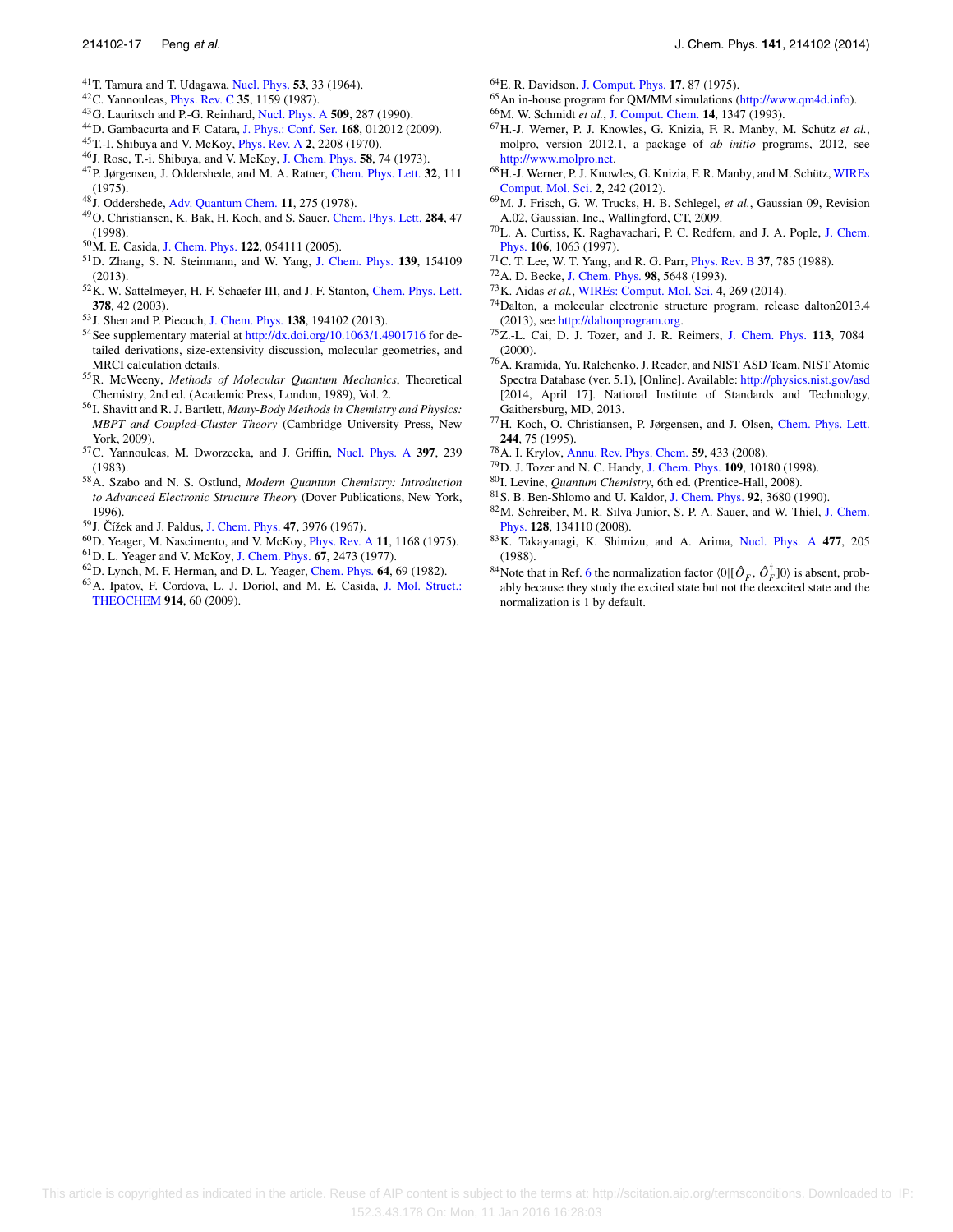[41] T. Tamura and T. Udagawa, Nucl. Phys. **53**, 33 (1964).

[42] C. Yannouleas, Phys. Rev. C **35**, 1159 (1987).

[43] G. Lauritsch and P.-G. Reinhard, Nucl. Phys. A **509**, 287 (1990).

[44] D. Gambacurta and F. Catara, J. Phys.: Conf. Ser. **168**, 012012 (2009).

[45] T.-I. Shibuya and V. McKoy, Phys. Rev. A **2**, 2208 (1970).

[46] J. Rose, T.-i. Shibuya, and V. McKoy, J. Chem. Phys. **58**, 74 (1973).

[47] P. Jørgensen, J. Oddershede, and M. A. Ratner, Chem. Phys. Lett. **32**, 111 (1975).

[48] J. Oddershede, Adv. Quantum Chem. **11**, 275 (1978).

[49] O. Christiansen, K. Bak, H. Koch, and S. Sauer, Chem. Phys. Lett. **284**, 47 (1998).

[50] M. E. Casida, J. Chem. Phys. **122**, 054111 (2005).

[51] D. Zhang, S. N. Steinmann, and W. Yang, J. Chem. Phys. **139**, 154109 (2013).

[52] K. W. Sattelmeyer, H. F. Schaefer III, and J. F. Stanton, Chem. Phys. Lett. **378**, 42 (2003).

[53] J. Shen and P. Piecuch, J. Chem. Phys. **138**, 194102 (2013).

[54] See supplementary material at http://dx.doi.org/10.1063/1.4901716 for detailed derivations, size-extensivity discussion, molecular geometries, and MRCI calculation details.

[55] R. McWeeny, *Methods of Molecular Quantum Mechanics*, Theoretical Chemistry, 2nd ed. (Academic Press, London, 1989), Vol. 2.

[56] I. Shavitt and R. J. Bartlett, *Many-Body Methods in Chemistry and Physics: MBPT and Coupled-Cluster Theory* (Cambridge University Press, New York, 2009).

[57] C. Yannouleas, M. Dworzecka, and J. Griffin, Nucl. Phys. A **397**, 239 (1983).

[58] A. Szabo and N. S. Ostlund, *Modern Quantum Chemistry: Introduction to Advanced Electronic Structure Theory* (Dover Publications, New York, 1996).

[59] J. Čížek and J. Paldus, J. Chem. Phys. **47**, 3976 (1967).

[60] D. Yeager, M. Nascimento, and V. McKoy, Phys. Rev. A **11**, 1168 (1975).

[61] D. L. Yeager and V. McKoy, J. Chem. Phys. **67**, 2473 (1977).

[62] D. Lynch, M. F. Herman, and D. L. Yeager, Chem. Phys. **64**, 69 (1982).

[63] A. Ipatov, F. Cordova, L. J. Doriol, and M. E. Casida, J. Mol. Struct.: THEOCHEM **914**, 60 (2009).

[64] E. R. Davidson, J. Comput. Phys. **17**, 87 (1975).

[65] An in-house program for QM/MM simulations (http://www.qm4d.info).

[66] M. W. Schmidt *et al.*, J. Comput. Chem. **14**, 1347 (1993).

[67] H.-J. Werner, P. J. Knowles, G. Knizia, F. R. Manby, M. Schütz *et al.*, molpro, version 2012.1, a package of *ab initio* programs, 2012, see http://www.molpro.net.

[68] H.-J. Werner, P. J. Knowles, G. Knizia, F. R. Manby, and M. Schütz, WIREs Comput. Mol. Sci. **2**, 242 (2012).

[69] M. J. Frisch, G. W. Trucks, H. B. Schlegel, *et al.*, Gaussian 09, Revision A.02, Gaussian, Inc., Wallingford, CT, 2009.

[70] L. A. Curtiss, K. Raghavachari, P. C. Redfern, and J. A. Pople, J. Chem. Phys. **106**, 1063 (1997).

[71] C. T. Lee, W. T. Yang, and R. G. Parr, Phys. Rev. B **37**, 785 (1988).

[72] A. D. Becke, J. Chem. Phys. **98**, 5648 (1993).

[73] K. Aidas *et al.*, WIREs: Comput. Mol. Sci. **4**, 269 (2014).

[74] Dalton, a molecular electronic structure program, release dalton2013.4 (2013), see http://daltonprogram.org.

[75] Z.-L. Cai, D. J. Tozer, and J. R. Reimers, J. Chem. Phys. **113**, 7084 (2000).

[76] A. Kramida, Yu. Ralchenko, J. Reader, and NIST ASD Team, NIST Atomic Spectra Database (ver. 5.1), [Online]. Available: http://physics.nist.gov/asd [2014, April 17]. National Institute of Standards and Technology, Gaithersburg, MD, 2013.

[77] H. Koch, O. Christiansen, P. Jørgensen, and J. Olsen, Chem. Phys. Lett. **244**, 75 (1995).

[78] A. I. Krylov, Annu. Rev. Phys. Chem. **59**, 433 (2008).

[79] D. J. Tozer and N. C. Handy, J. Chem. Phys. **109**, 10180 (1998).

[80] I. Levine, *Quantum Chemistry*, 6th ed. (Prentice-Hall, 2008).

[81] S. B. Ben-Shlomo and U. Kaldor, J. Chem. Phys. **92**, 3680 (1990).

[82] M. Schreiber, M. R. Silva-Junior, S. P. A. Sauer, and W. Thiel, J. Chem. Phys. **128**, 134110 (2008).

[83] K. Takayanagi, K. Shimizu, and A. Arima, Nucl. Phys. A **477**, 205 (1988).

[84] Note that in Ref. 6 the normalization factor $\langle 0|[\hat{O}_F, \hat{O}_F^{\dagger}]0\rangle$ is absent, probably because they study the excited state but not the deexcited state and the normalization is 1 by default.